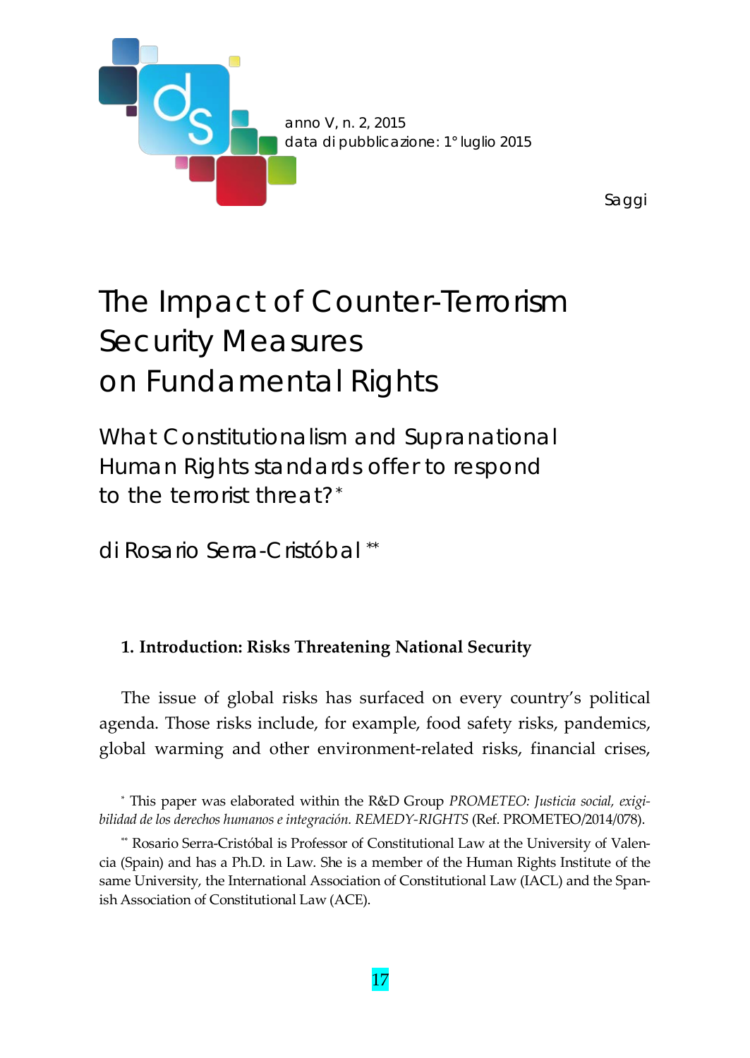anno V, n. 2, 2015
data di pubblicazione: 1° luglio 2015

Saggi

# The Impact of Counter-Terrorism Security Measures on Fundamental Rights

## What Constitutionalism and Supranational Human Rights standards offer to respond to the terrorist threat?*

di Rosario Serra-Cristóbal**

### 1. Introduction: Risks Threatening National Security

The issue of global risks has surfaced on every country's political agenda. Those risks include, for example, food safety risks, pandemics, global warming and other environment-related risks, financial crises,

\* This paper was elaborated within the R&D Group *PROMETEO: Justicia social, exigibilidad de los derechos humanos e integración. REMEDY-RIGHTS* (Ref. PROMETEO/2014/078).

\*\* Rosario Serra-Cristóbal is Professor of Constitutional Law at the University of Valencia (Spain) and has a Ph.D. in Law. She is a member of the Human Rights Institute of the same University, the International Association of Constitutional Law (IACL) and the Spanish Association of Constitutional Law (ACE).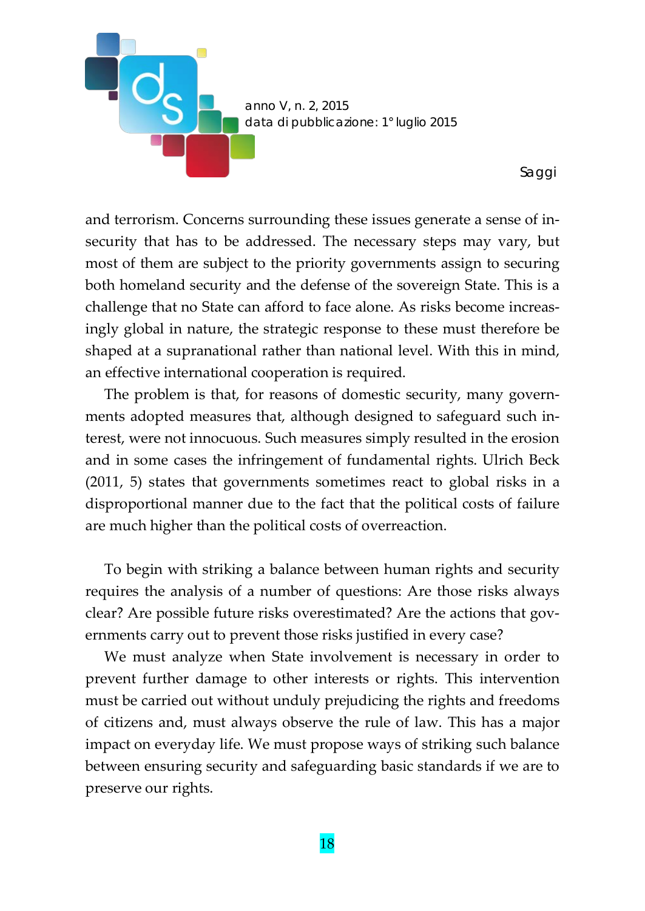and terrorism. Concerns surrounding these issues generate a sense of insecurity that has to be addressed. The necessary steps may vary, but most of them are subject to the priority governments assign to securing both homeland security and the defense of the sovereign State. This is a challenge that no State can afford to face alone. As risks become increasingly global in nature, the strategic response to these must therefore be shaped at a supranational rather than national level. With this in mind, an effective international cooperation is required.

The problem is that, for reasons of domestic security, many governments adopted measures that, although designed to safeguard such interest, were not innocuous. Such measures simply resulted in the erosion and in some cases the infringement of fundamental rights. Ulrich Beck (2011, 5) states that governments sometimes react to global risks in a disproportional manner due to the fact that the political costs of failure are much higher than the political costs of overreaction.

To begin with striking a balance between human rights and security requires the analysis of a number of questions: Are those risks always clear? Are possible future risks overestimated? Are the actions that governments carry out to prevent those risks justified in every case?

We must analyze when State involvement is necessary in order to prevent further damage to other interests or rights. This intervention must be carried out without unduly prejudicing the rights and freedoms of citizens and, must always observe the rule of law. This has a major impact on everyday life. We must propose ways of striking such balance between ensuring security and safeguarding basic standards if we are to preserve our rights.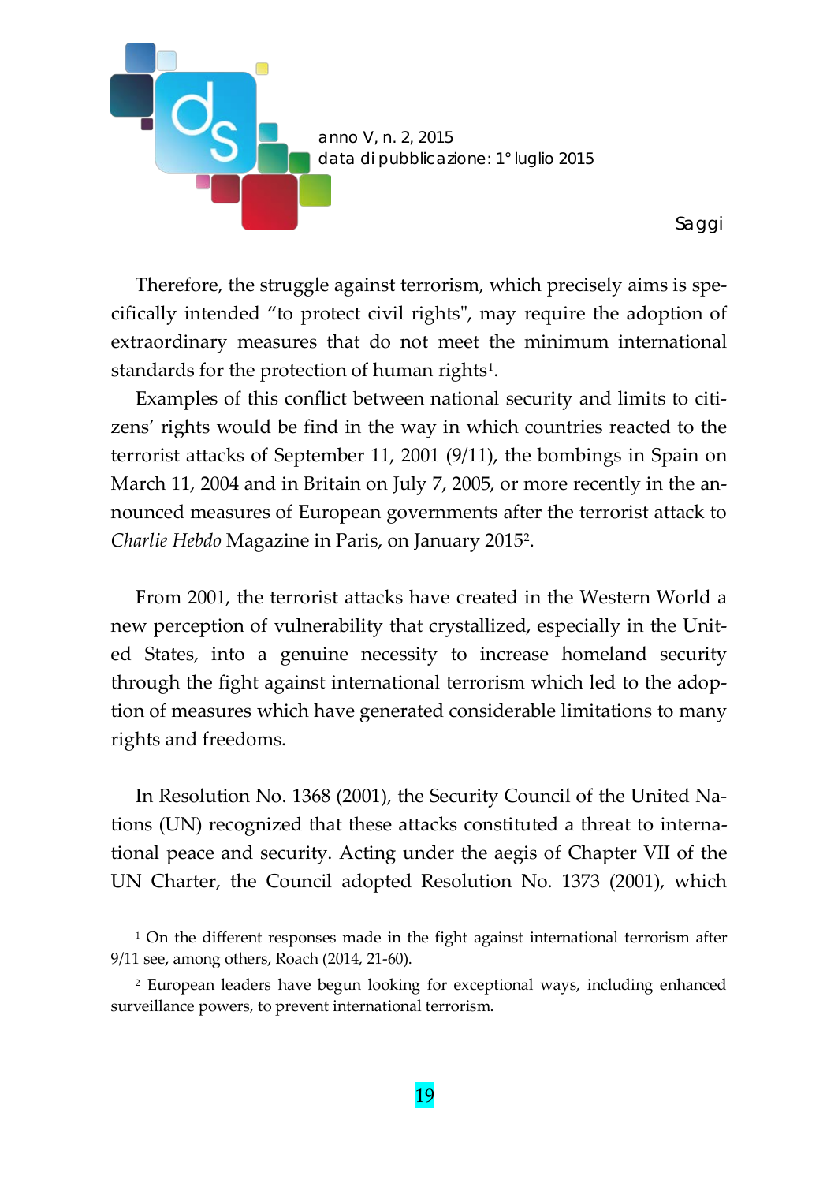Therefore, the struggle against terrorism, which precisely aims is specifically intended “to protect civil rights", may require the adoption of extraordinary measures that do not meet the minimum international standards for the protection of human rights[1].

Examples of this conflict between national security and limits to citizens’ rights would be find in the way in which countries reacted to the terrorist attacks of September 11, 2001 (9/11), the bombings in Spain on March 11, 2004 and in Britain on July 7, 2005, or more recently in the announced measures of European governments after the terrorist attack to *Charlie Hebdo* Magazine in Paris, on January 2015[2].

From 2001, the terrorist attacks have created in the Western World a new perception of vulnerability that crystallized, especially in the United States, into a genuine necessity to increase homeland security through the fight against international terrorism which led to the adoption of measures which have generated considerable limitations to many rights and freedoms.

In Resolution No. 1368 (2001), the Security Council of the United Nations (UN) recognized that these attacks constituted a threat to international peace and security. Acting under the aegis of Chapter VII of the UN Charter, the Council adopted Resolution No. 1373 (2001), which

[1] On the different responses made in the fight against international terrorism after 9/11 see, among others, Roach (2014, 21-60).

[2] European leaders have begun looking for exceptional ways, including enhanced surveillance powers, to prevent international terrorism.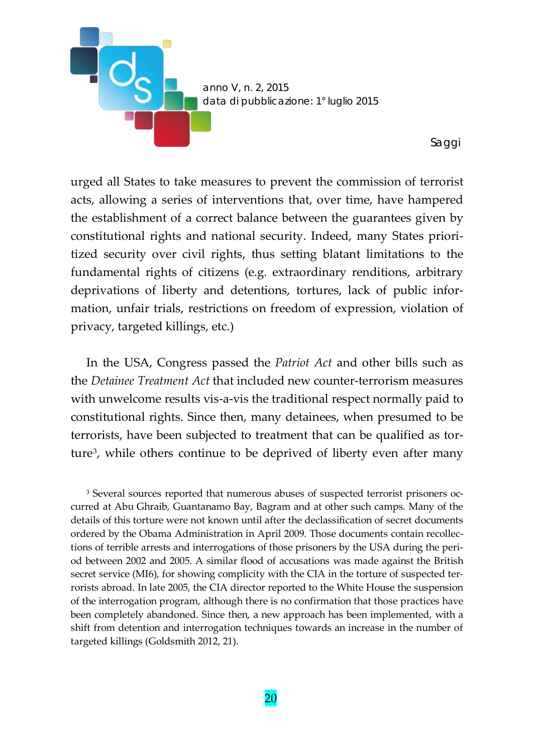urged all States to take measures to prevent the commission of terrorist acts, allowing a series of interventions that, over time, have hampered the establishment of a correct balance between the guarantees given by constitutional rights and national security. Indeed, many States prioritized security over civil rights, thus setting blatant limitations to the fundamental rights of citizens (e.g. extraordinary renditions, arbitrary deprivations of liberty and detentions, tortures, lack of public information, unfair trials, restrictions on freedom of expression, violation of privacy, targeted killings, etc.)

In the USA, Congress passed the *Patriot Act* and other bills such as the *Detainee Treatment Act* that included new counter-terrorism measures with unwelcome results vis-a-vis the traditional respect normally paid to constitutional rights. Since then, many detainees, when presumed to be terrorists, have been subjected to treatment that can be qualified as torture[3], while others continue to be deprived of liberty even after many

[3] Several sources reported that numerous abuses of suspected terrorist prisoners occurred at Abu Ghraib, Guantanamo Bay, Bagram and at other such camps. Many of the details of this torture were not known until after the declassification of secret documents ordered by the Obama Administration in April 2009. Those documents contain recollections of terrible arrests and interrogations of those prisoners by the USA during the period between 2002 and 2005. A similar flood of accusations was made against the British secret service (MI6), for showing complicity with the CIA in the torture of suspected terrorists abroad. In late 2005, the CIA director reported to the White House the suspension of the interrogation program, although there is no confirmation that those practices have been completely abandoned. Since then, a new approach has been implemented, with a shift from detention and interrogation techniques towards an increase in the number of targeted killings (Goldsmith 2012, 21).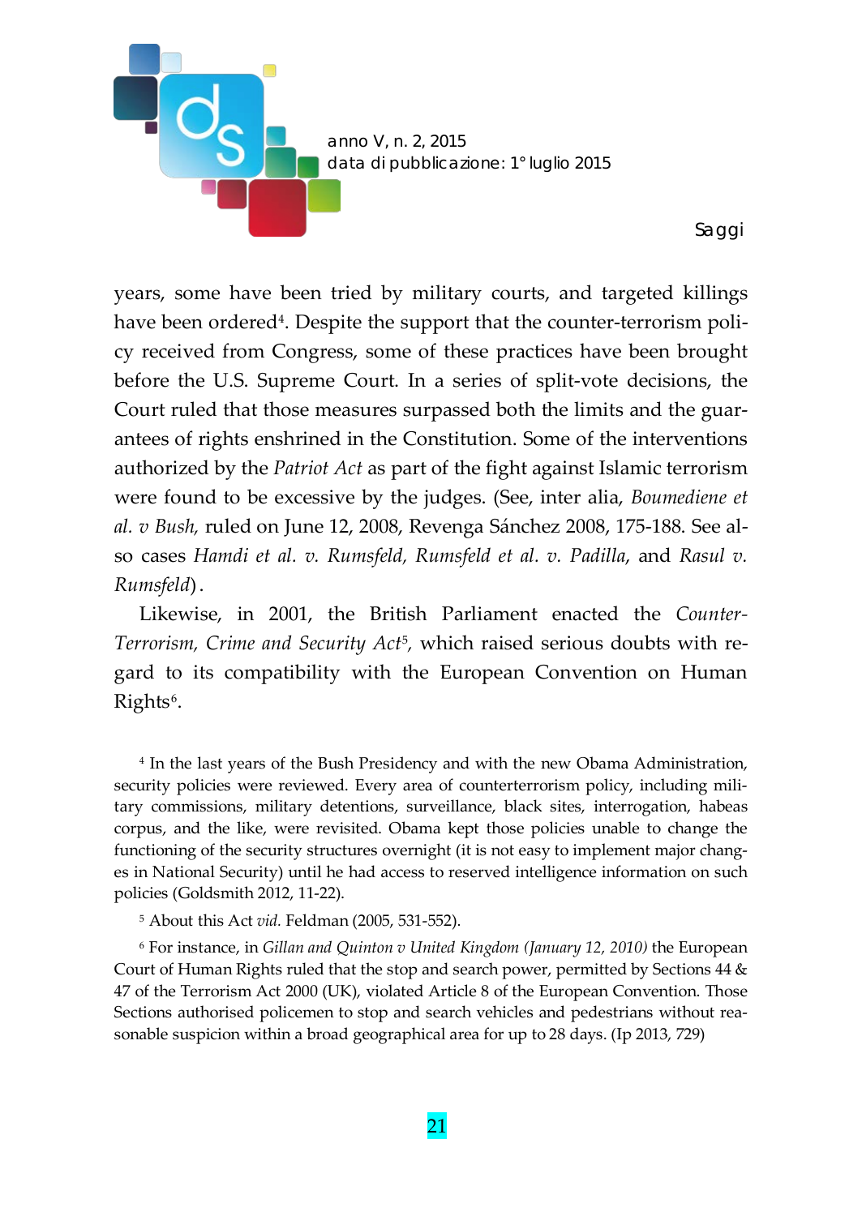years, some have been tried by military courts, and targeted killings have been ordered[4]. Despite the support that the counter-terrorism policy received from Congress, some of these practices have been brought before the U.S. Supreme Court. In a series of split-vote decisions, the Court ruled that those measures surpassed both the limits and the guarantees of rights enshrined in the Constitution. Some of the interventions authorized by the *Patriot Act* as part of the fight against Islamic terrorism were found to be excessive by the judges. (See, inter alia, *Boumediene et al. v Bush,* ruled on June 12, 2008, Revenga Sánchez 2008, 175-188. See also cases *Hamdi et al. v. Rumsfeld, Rumsfeld et al. v. Padilla*, and *Rasul v. Rumsfeld*).

Likewise, in 2001, the British Parliament enacted the *Counter-Terrorism, Crime and Security Act*[5], which raised serious doubts with regard to its compatibility with the European Convention on Human Rights[6].

[4] In the last years of the Bush Presidency and with the new Obama Administration, security policies were reviewed. Every area of counterterrorism policy, including military commissions, military detentions, surveillance, black sites, interrogation, habeas corpus, and the like, were revisited. Obama kept those policies unable to change the functioning of the security structures overnight (it is not easy to implement major changes in National Security) until he had access to reserved intelligence information on such policies (Goldsmith 2012, 11-22).

[5] About this Act *vid.* Feldman (2005, 531-552).

[6] For instance, in *Gillan and Quinton v United Kingdom (January 12, 2010)* the European Court of Human Rights ruled that the stop and search power, permitted by Sections 44 & 47 of the Terrorism Act 2000 (UK), violated Article 8 of the European Convention. Those Sections authorised policemen to stop and search vehicles and pedestrians without reasonable suspicion within a broad geographical area for up to 28 days. (Ip 2013, 729)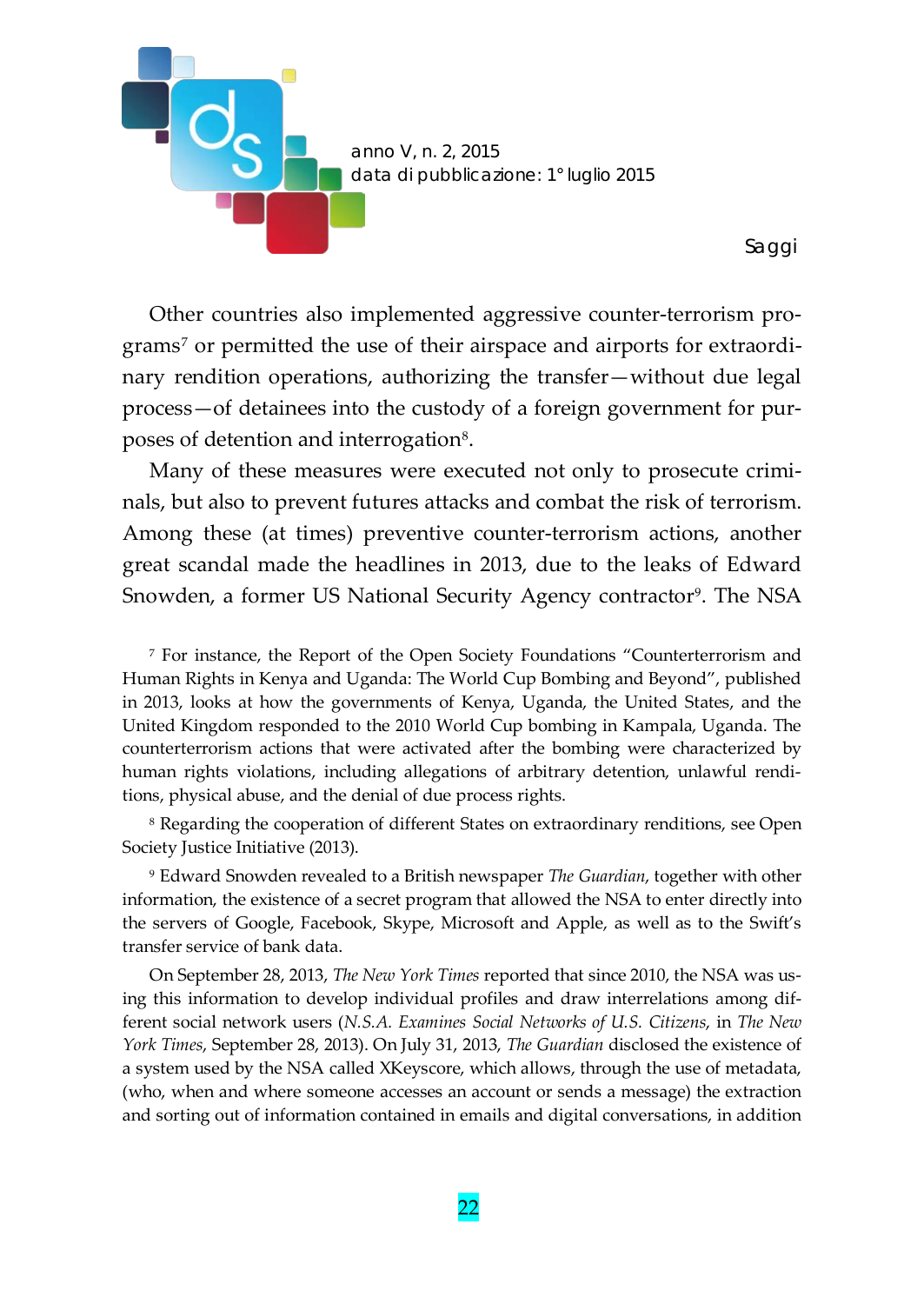Other countries also implemented aggressive counter-terrorism programs[7] or permitted the use of their airspace and airports for extraordinary rendition operations, authorizing the transfer—without due legal process—of detainees into the custody of a foreign government for purposes of detention and interrogation[8].

Many of these measures were executed not only to prosecute criminals, but also to prevent futures attacks and combat the risk of terrorism. Among these (at times) preventive counter-terrorism actions, another great scandal made the headlines in 2013, due to the leaks of Edward Snowden, a former US National Security Agency contractor[9]. The NSA

[7] For instance, the Report of the Open Society Foundations "Counterterrorism and Human Rights in Kenya and Uganda: The World Cup Bombing and Beyond", published in 2013, looks at how the governments of Kenya, Uganda, the United States, and the United Kingdom responded to the 2010 World Cup bombing in Kampala, Uganda. The counterterrorism actions that were activated after the bombing were characterized by human rights violations, including allegations of arbitrary detention, unlawful renditions, physical abuse, and the denial of due process rights.

[8] Regarding the cooperation of different States on extraordinary renditions, see Open Society Justice Initiative (2013).

[9] Edward Snowden revealed to a British newspaper *The Guardian*, together with other information, the existence of a secret program that allowed the NSA to enter directly into the servers of Google, Facebook, Skype, Microsoft and Apple, as well as to the Swift's transfer service of bank data.

On September 28, 2013, *The New York Times* reported that since 2010, the NSA was using this information to develop individual profiles and draw interrelations among different social network users (*N.S.A. Examines Social Networks of U.S. Citizens*, in *The New York Times*, September 28, 2013). On July 31, 2013, *The Guardian* disclosed the existence of a system used by the NSA called XKeyscore, which allows, through the use of metadata, (who, when and where someone accesses an account or sends a message) the extraction and sorting out of information contained in emails and digital conversations, in addition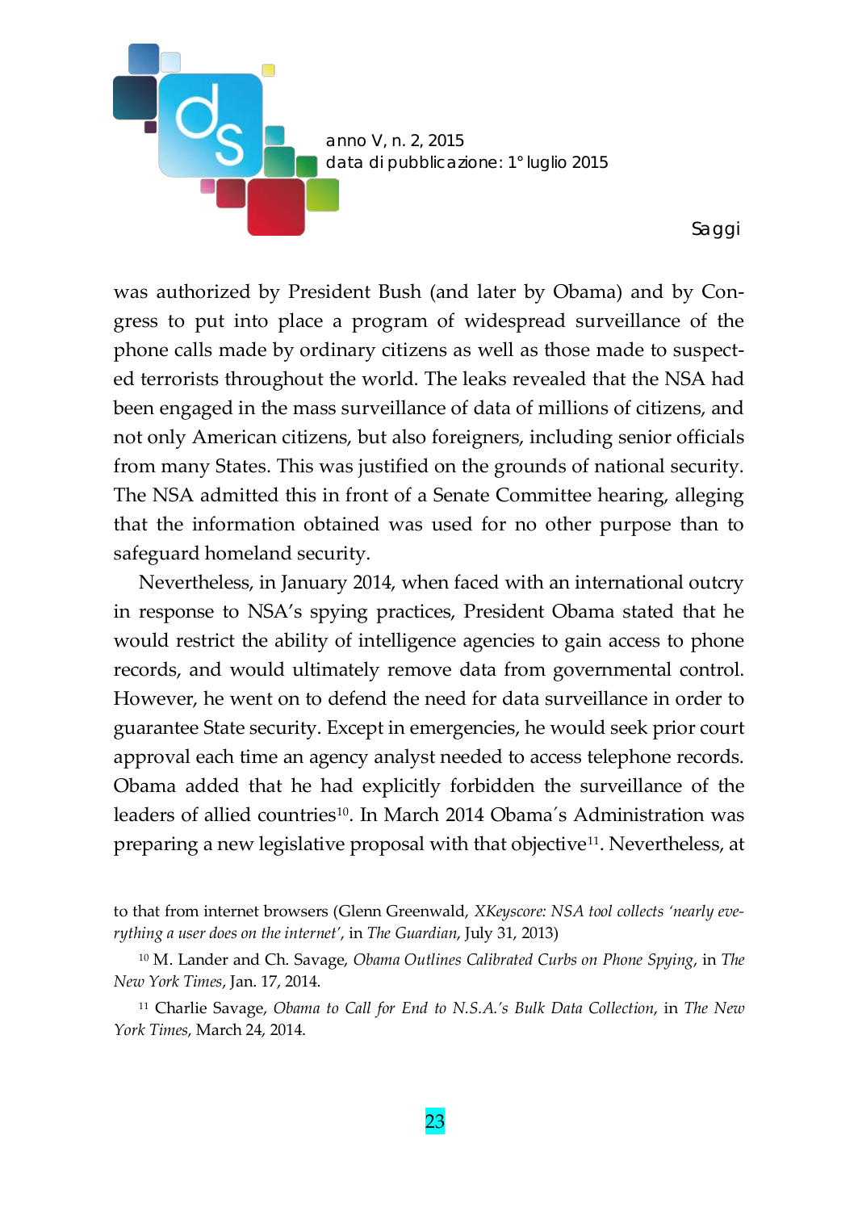was authorized by President Bush (and later by Obama) and by Congress to put into place a program of widespread surveillance of the phone calls made by ordinary citizens as well as those made to suspected terrorists throughout the world. The leaks revealed that the NSA had been engaged in the mass surveillance of data of millions of citizens, and not only American citizens, but also foreigners, including senior officials from many States. This was justified on the grounds of national security. The NSA admitted this in front of a Senate Committee hearing, alleging that the information obtained was used for no other purpose than to safeguard homeland security.

Nevertheless, in January 2014, when faced with an international outcry in response to NSA's spying practices, President Obama stated that he would restrict the ability of intelligence agencies to gain access to phone records, and would ultimately remove data from governmental control. However, he went on to defend the need for data surveillance in order to guarantee State security. Except in emergencies, he would seek prior court approval each time an agency analyst needed to access telephone records. Obama added that he had explicitly forbidden the surveillance of the leaders of allied countries[10]. In March 2014 Obama´s Administration was preparing a new legislative proposal with that objective[11]. Nevertheless, at

to that from internet browsers (Glenn Greenwald, *XKeyscore: NSA tool collects 'nearly everything a user does on the internet'*, in *The Guardian*, July 31, 2013)

[10] M. Lander and Ch. Savage, *Obama Outlines Calibrated Curbs on Phone Spying*, in *The New York Times*, Jan. 17, 2014.

[11] Charlie Savage, *Obama to Call for End to N.S.A.'s Bulk Data Collection*, in *The New York Times*, March 24, 2014.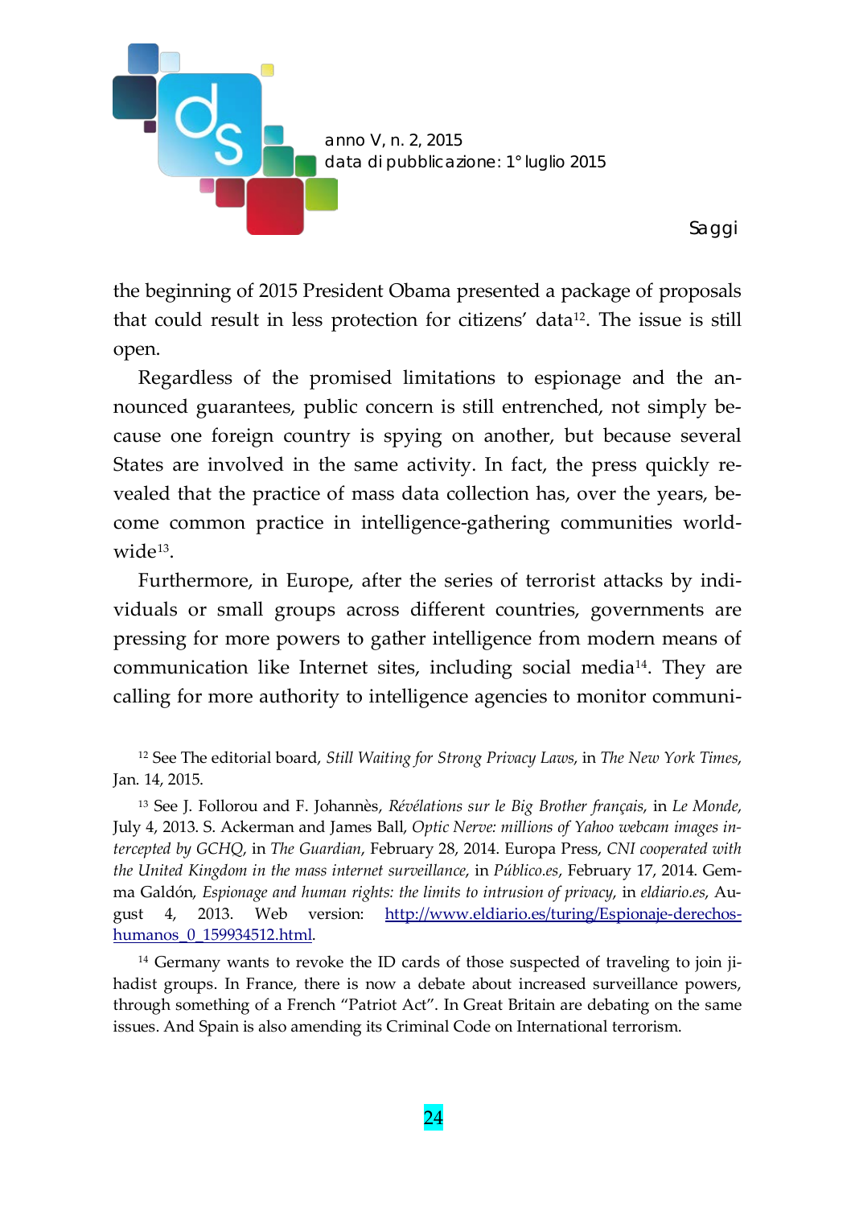the beginning of 2015 President Obama presented a package of proposals that could result in less protection for citizens' data[12]. The issue is still open.

Regardless of the promised limitations to espionage and the announced guarantees, public concern is still entrenched, not simply because one foreign country is spying on another, but because several States are involved in the same activity. In fact, the press quickly revealed that the practice of mass data collection has, over the years, become common practice in intelligence-gathering communities worldwide[13].

Furthermore, in Europe, after the series of terrorist attacks by individuals or small groups across different countries, governments are pressing for more powers to gather intelligence from modern means of communication like Internet sites, including social media[14]. They are calling for more authority to intelligence agencies to monitor communi-

---

[12] See The editorial board, *Still Waiting for Strong Privacy Laws*, in *The New York Times*, Jan. 14, 2015.

[13] See J. Follorou and F. Johannès, *Révélations sur le Big Brother français*, in *Le Monde*, July 4, 2013. S. Ackerman and James Ball, *Optic Nerve: millions of Yahoo webcam images intercepted by GCHQ*, in *The Guardian*, February 28, 2014. Europa Press, *CNI cooperated with the United Kingdom in the mass internet surveillance*, in *Público.es*, February 17, 2014. Gemma Galdón, *Espionage and human rights: the limits to intrusion of privacy*, in *eldiario.es*, August 4, 2013. Web version: [http://www.eldiario.es/turing/Espionaje-derechos-humanos_0_159934512.html](http://www.eldiario.es/turing/Espionaje-derechos-humanos_0_159934512.html).

[14] Germany wants to revoke the ID cards of those suspected of traveling to join jihadist groups. In France, there is now a debate about increased surveillance powers, through something of a French "Patriot Act". In Great Britain are debating on the same issues. And Spain is also amending its Criminal Code on International terrorism.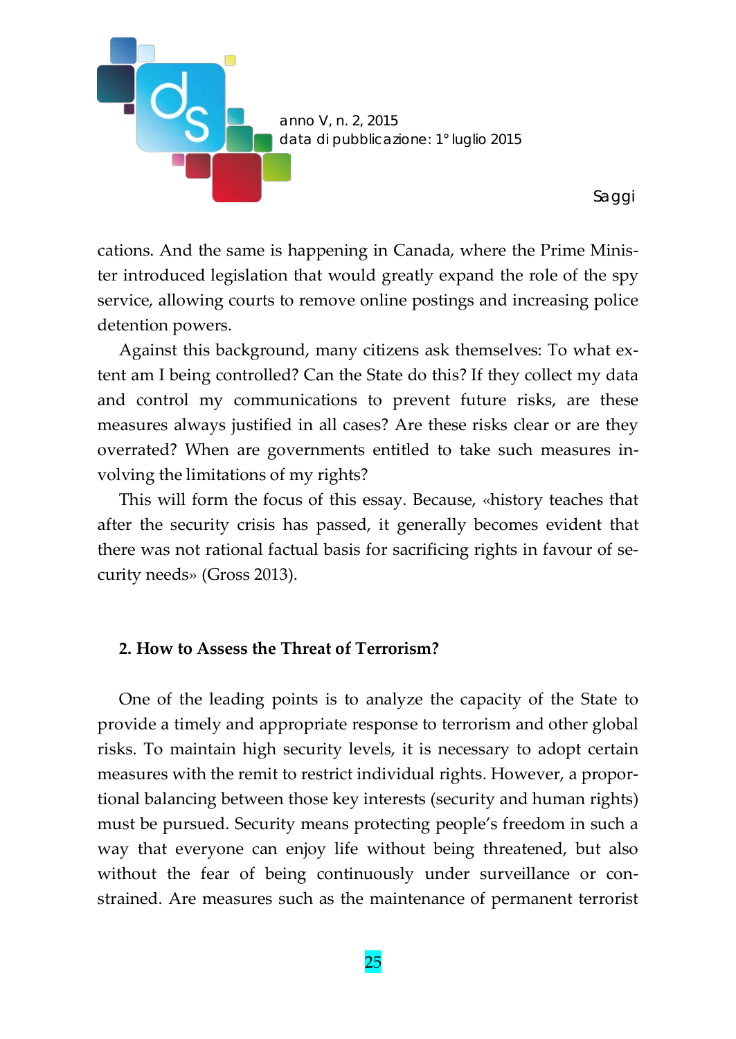cations. And the same is happening in Canada, where the Prime Minister introduced legislation that would greatly expand the role of the spy service, allowing courts to remove online postings and increasing police detention powers.

Against this background, many citizens ask themselves: To what extent am I being controlled? Can the State do this? If they collect my data and control my communications to prevent future risks, are these measures always justified in all cases? Are these risks clear or are they overrated? When are governments entitled to take such measures involving the limitations of my rights?

This will form the focus of this essay. Because, «history teaches that after the security crisis has passed, it generally becomes evident that there was not rational factual basis for sacrificing rights in favour of security needs» (Gross 2013).

## 2. How to Assess the Threat of Terrorism?

One of the leading points is to analyze the capacity of the State to provide a timely and appropriate response to terrorism and other global risks. To maintain high security levels, it is necessary to adopt certain measures with the remit to restrict individual rights. However, a proportional balancing between those key interests (security and human rights) must be pursued. Security means protecting people's freedom in such a way that everyone can enjoy life without being threatened, but also without the fear of being continuously under surveillance or constrained. Are measures such as the maintenance of permanent terrorist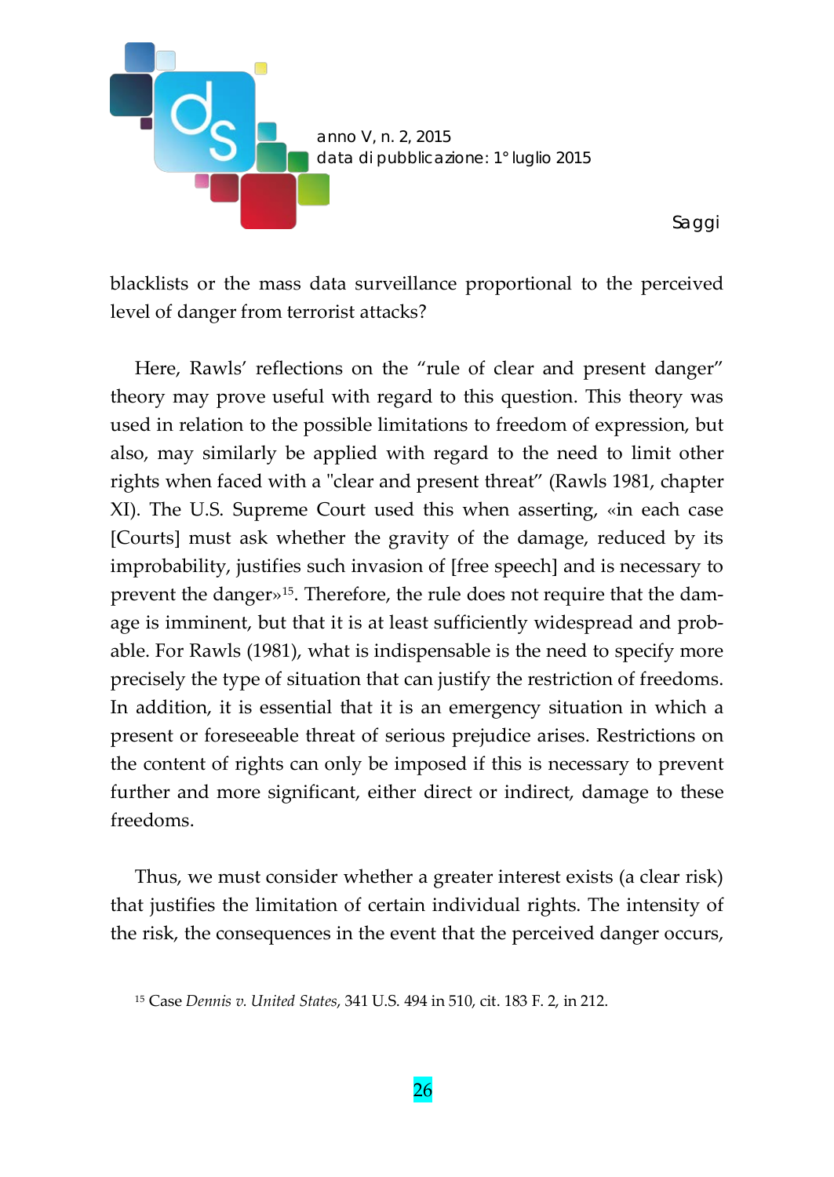blacklists or the mass data surveillance proportional to the perceived level of danger from terrorist attacks?

Here, Rawls' reflections on the "rule of clear and present danger" theory may prove useful with regard to this question. This theory was used in relation to the possible limitations to freedom of expression, but also, may similarly be applied with regard to the need to limit other rights when faced with a "clear and present threat" (Rawls 1981, chapter XI). The U.S. Supreme Court used this when asserting, «in each case [Courts] must ask whether the gravity of the damage, reduced by its improbability, justifies such invasion of [free speech] and is necessary to prevent the danger»[15]. Therefore, the rule does not require that the damage is imminent, but that it is at least sufficiently widespread and probable. For Rawls (1981), what is indispensable is the need to specify more precisely the type of situation that can justify the restriction of freedoms. In addition, it is essential that it is an emergency situation in which a present or foreseeable threat of serious prejudice arises. Restrictions on the content of rights can only be imposed if this is necessary to prevent further and more significant, either direct or indirect, damage to these freedoms.

Thus, we must consider whether a greater interest exists (a clear risk) that justifies the limitation of certain individual rights. The intensity of the risk, the consequences in the event that the perceived danger occurs,

[15] Case *Dennis v. United States*, 341 U.S. 494 in 510, cit. 183 F. 2, in 212.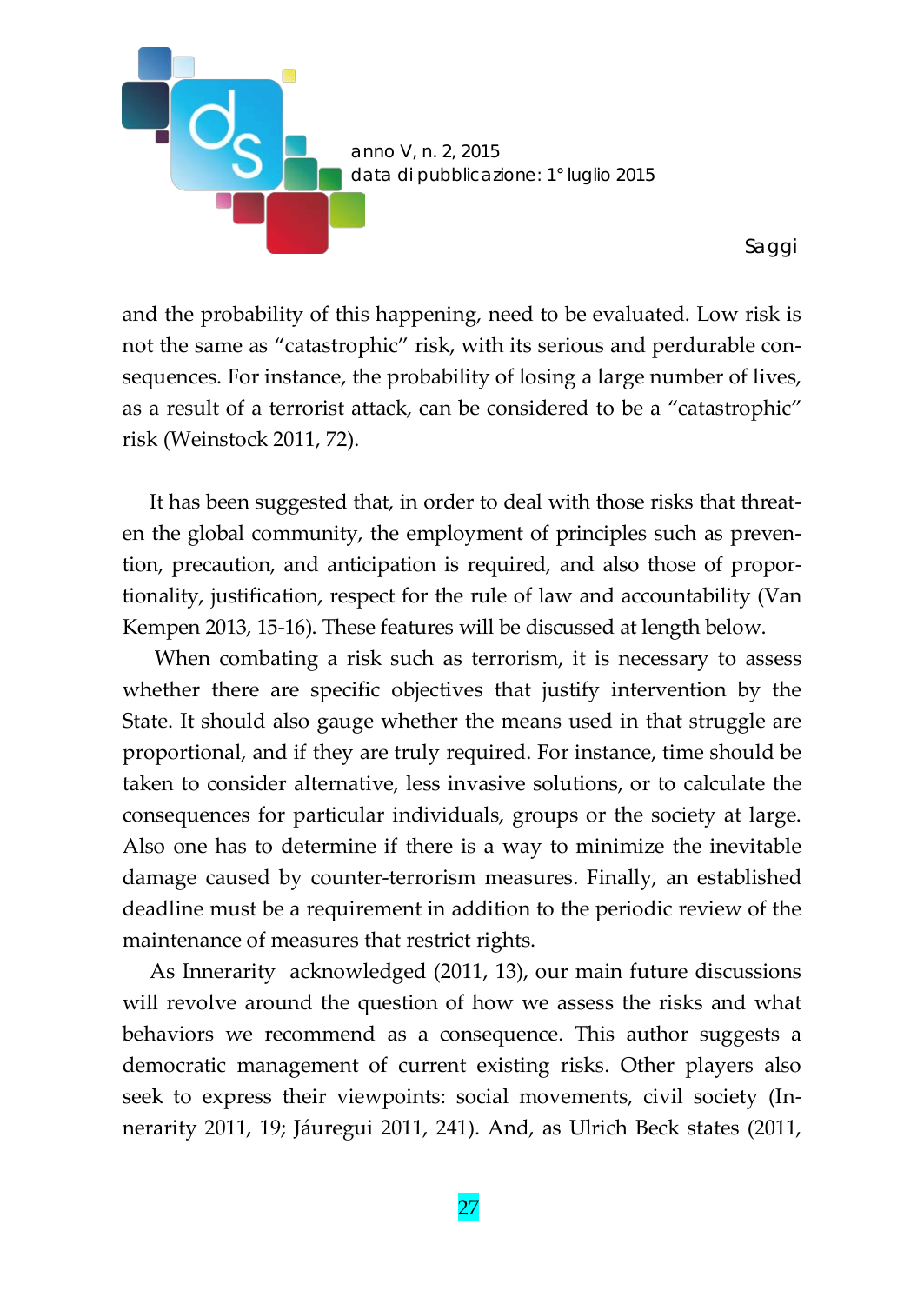and the probability of this happening, need to be evaluated. Low risk is not the same as "catastrophic" risk, with its serious and perdurable consequences. For instance, the probability of losing a large number of lives, as a result of a terrorist attack, can be considered to be a "catastrophic" risk (Weinstock 2011, 72).

It has been suggested that, in order to deal with those risks that threaten the global community, the employment of principles such as prevention, precaution, and anticipation is required, and also those of proportionality, justification, respect for the rule of law and accountability (Van Kempen 2013, 15-16). These features will be discussed at length below.

When combating a risk such as terrorism, it is necessary to assess whether there are specific objectives that justify intervention by the State. It should also gauge whether the means used in that struggle are proportional, and if they are truly required. For instance, time should be taken to consider alternative, less invasive solutions, or to calculate the consequences for particular individuals, groups or the society at large. Also one has to determine if there is a way to minimize the inevitable damage caused by counter-terrorism measures. Finally, an established deadline must be a requirement in addition to the periodic review of the maintenance of measures that restrict rights.

As Innerarity acknowledged (2011, 13), our main future discussions will revolve around the question of how we assess the risks and what behaviors we recommend as a consequence. This author suggests a democratic management of current existing risks. Other players also seek to express their viewpoints: social movements, civil society (Innerarity 2011, 19; Jáuregui 2011, 241). And, as Ulrich Beck states (2011,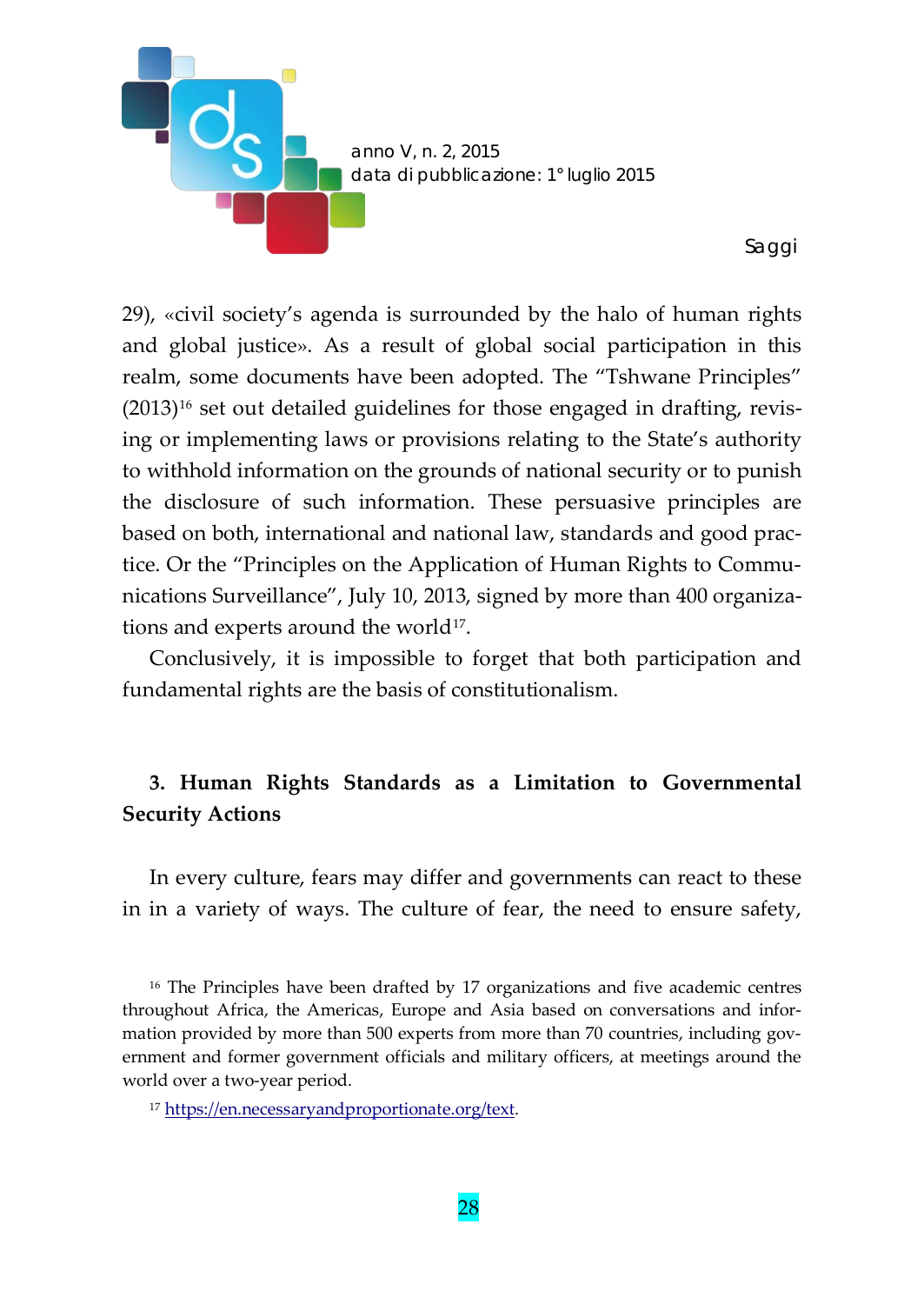29), «civil society's agenda is surrounded by the halo of human rights and global justice». As a result of global social participation in this realm, some documents have been adopted. The "Tshwane Principles" (2013)[16] set out detailed guidelines for those engaged in drafting, revising or implementing laws or provisions relating to the State's authority to withhold information on the grounds of national security or to punish the disclosure of such information. These persuasive principles are based on both, international and national law, standards and good practice. Or the "Principles on the Application of Human Rights to Communications Surveillance", July 10, 2013, signed by more than 400 organizations and experts around the world[17].

Conclusively, it is impossible to forget that both participation and fundamental rights are the basis of constitutionalism.

## 3. Human Rights Standards as a Limitation to Governmental Security Actions

In every culture, fears may differ and governments can react to these in in a variety of ways. The culture of fear, the need to ensure safety,

---

[16] The Principles have been drafted by 17 organizations and five academic centres throughout Africa, the Americas, Europe and Asia based on conversations and information provided by more than 500 experts from more than 70 countries, including government and former government officials and military officers, at meetings around the world over a two-year period.

[17] https://en.necessaryandproportionate.org/text.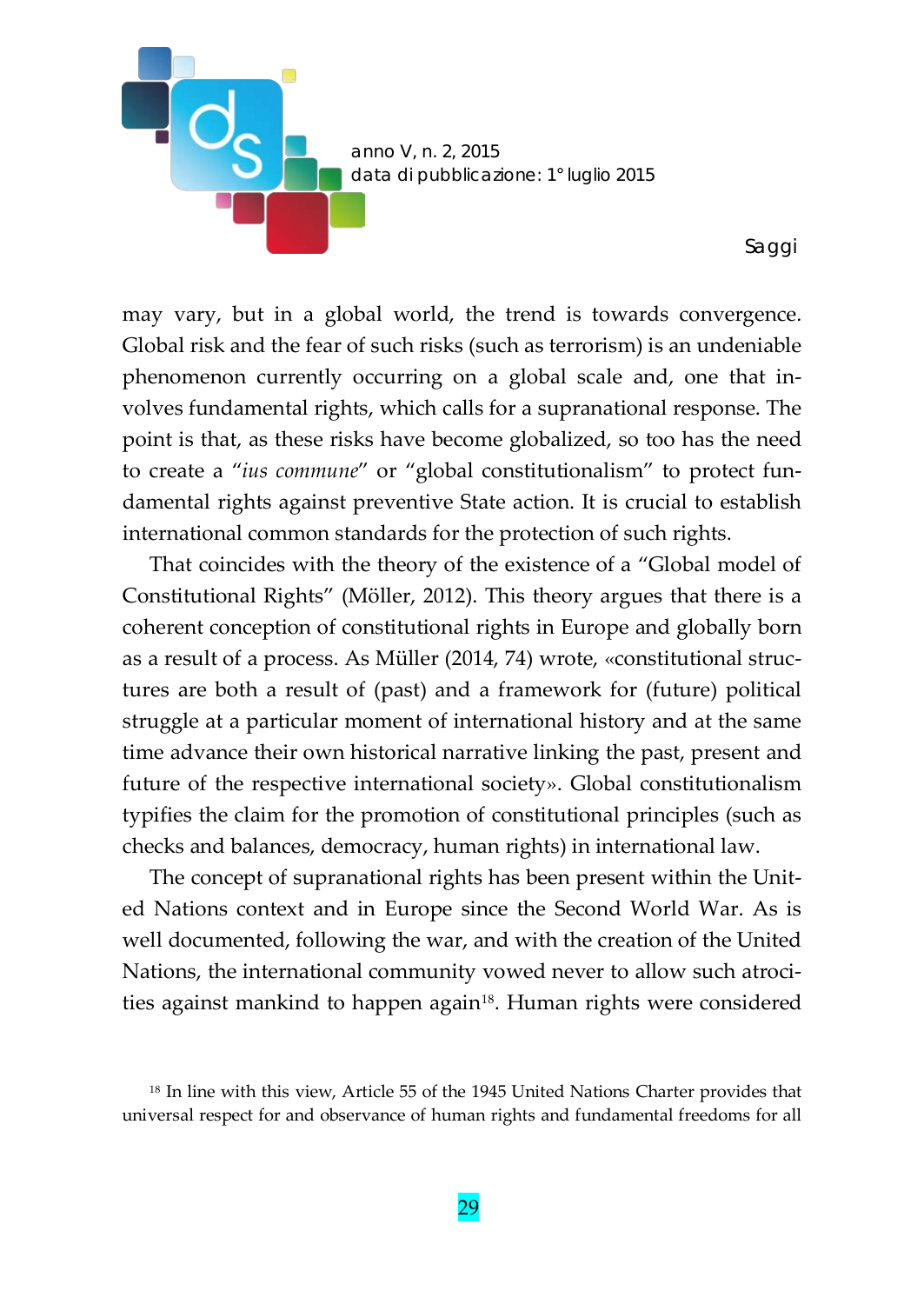may vary, but in a global world, the trend is towards convergence. Global risk and the fear of such risks (such as terrorism) is an undeniable phenomenon currently occurring on a global scale and, one that involves fundamental rights, which calls for a supranational response. The point is that, as these risks have become globalized, so too has the need to create a "*ius commune*" or "global constitutionalism" to protect fundamental rights against preventive State action. It is crucial to establish international common standards for the protection of such rights.

That coincides with the theory of the existence of a "Global model of Constitutional Rights" (Möller, 2012). This theory argues that there is a coherent conception of constitutional rights in Europe and globally born as a result of a process. As Müller (2014, 74) wrote, «constitutional structures are both a result of (past) and a framework for (future) political struggle at a particular moment of international history and at the same time advance their own historical narrative linking the past, present and future of the respective international society». Global constitutionalism typifies the claim for the promotion of constitutional principles (such as checks and balances, democracy, human rights) in international law.

The concept of supranational rights has been present within the United Nations context and in Europe since the Second World War. As is well documented, following the war, and with the creation of the United Nations, the international community vowed never to allow such atrocities against mankind to happen again[18]. Human rights were considered

[18] In line with this view, Article 55 of the 1945 United Nations Charter provides that universal respect for and observance of human rights and fundamental freedoms for all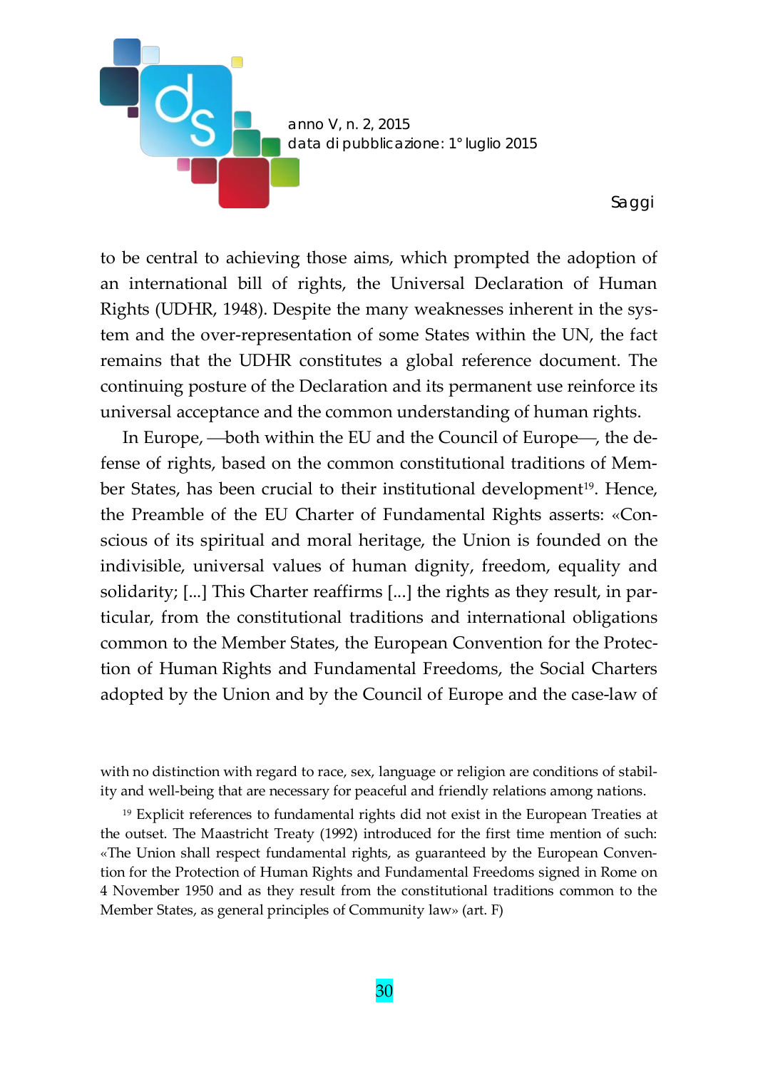to be central to achieving those aims, which prompted the adoption of an international bill of rights, the Universal Declaration of Human Rights (UDHR, 1948). Despite the many weaknesses inherent in the system and the over-representation of some States within the UN, the fact remains that the UDHR constitutes a global reference document. The continuing posture of the Declaration and its permanent use reinforce its universal acceptance and the common understanding of human rights.

In Europe, —both within the EU and the Council of Europe—, the defense of rights, based on the common constitutional traditions of Member States, has been crucial to their institutional development[19]. Hence, the Preamble of the EU Charter of Fundamental Rights asserts: «Conscious of its spiritual and moral heritage, the Union is founded on the indivisible, universal values of human dignity, freedom, equality and solidarity; [...] This Charter reaffirms [...] the rights as they result, in particular, from the constitutional traditions and international obligations common to the Member States, the European Convention for the Protection of Human Rights and Fundamental Freedoms, the Social Charters adopted by the Union and by the Council of Europe and the case-law of

---

with no distinction with regard to race, sex, language or religion are conditions of stability and well-being that are necessary for peaceful and friendly relations among nations.

[19] Explicit references to fundamental rights did not exist in the European Treaties at the outset. The Maastricht Treaty (1992) introduced for the first time mention of such: «The Union shall respect fundamental rights, as guaranteed by the European Convention for the Protection of Human Rights and Fundamental Freedoms signed in Rome on 4 November 1950 and as they result from the constitutional traditions common to the Member States, as general principles of Community law» (art. F)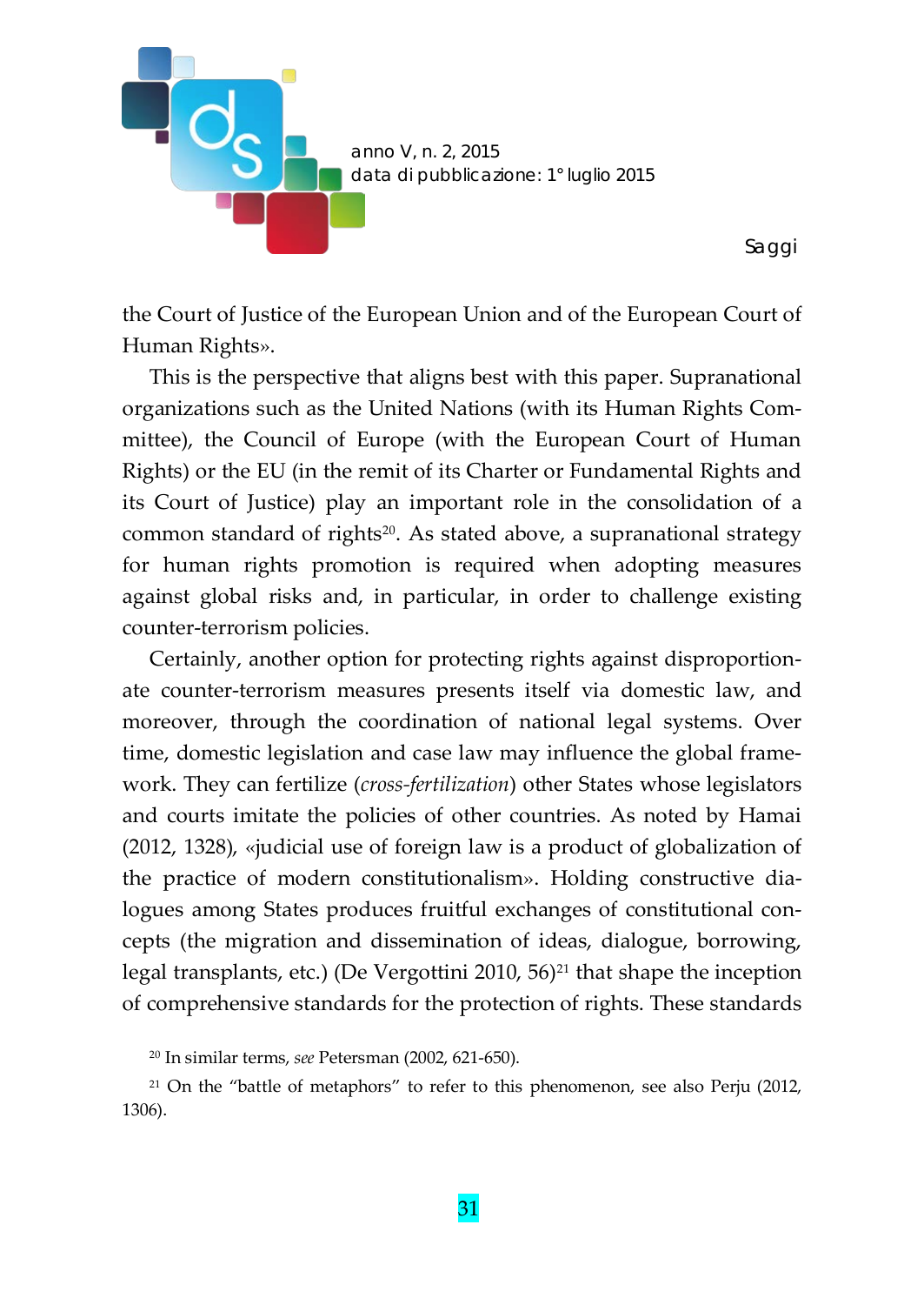the Court of Justice of the European Union and of the European Court of Human Rights».

This is the perspective that aligns best with this paper. Supranational organizations such as the United Nations (with its Human Rights Committee), the Council of Europe (with the European Court of Human Rights) or the EU (in the remit of its Charter or Fundamental Rights and its Court of Justice) play an important role in the consolidation of a common standard of rights[20]. As stated above, a supranational strategy for human rights promotion is required when adopting measures against global risks and, in particular, in order to challenge existing counter-terrorism policies.

Certainly, another option for protecting rights against disproportionate counter-terrorism measures presents itself via domestic law, and moreover, through the coordination of national legal systems. Over time, domestic legislation and case law may influence the global framework. They can fertilize (*cross-fertilization*) other States whose legislators and courts imitate the policies of other countries. As noted by Hamai (2012, 1328), «judicial use of foreign law is a product of globalization of the practice of modern constitutionalism». Holding constructive dialogues among States produces fruitful exchanges of constitutional concepts (the migration and dissemination of ideas, dialogue, borrowing, legal transplants, etc.) (De Vergottini 2010, 56)[21] that shape the inception of comprehensive standards for the protection of rights. These standards

[20] In similar terms, *see* Petersman (2002, 621-650).

[21] On the "battle of metaphors" to refer to this phenomenon, see also Perju (2012, 1306).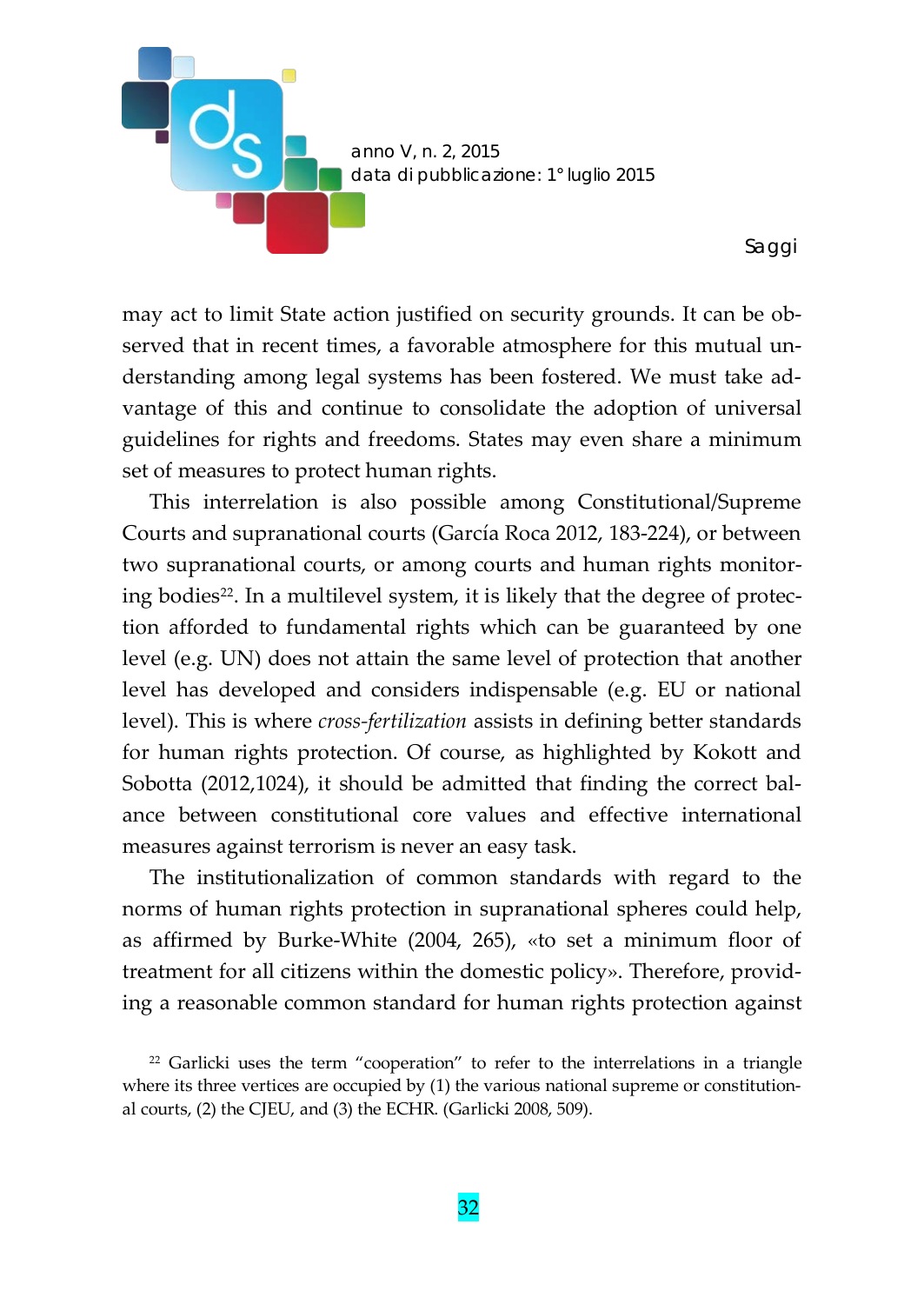may act to limit State action justified on security grounds. It can be observed that in recent times, a favorable atmosphere for this mutual understanding among legal systems has been fostered. We must take advantage of this and continue to consolidate the adoption of universal guidelines for rights and freedoms. States may even share a minimum set of measures to protect human rights.

This interrelation is also possible among Constitutional/Supreme Courts and supranational courts (García Roca 2012, 183-224), or between two supranational courts, or among courts and human rights monitoring bodies[22]. In a multilevel system, it is likely that the degree of protection afforded to fundamental rights which can be guaranteed by one level (e.g. UN) does not attain the same level of protection that another level has developed and considers indispensable (e.g. EU or national level). This is where *cross-fertilization* assists in defining better standards for human rights protection. Of course, as highlighted by Kokott and Sobotta (2012,1024), it should be admitted that finding the correct balance between constitutional core values and effective international measures against terrorism is never an easy task.

The institutionalization of common standards with regard to the norms of human rights protection in supranational spheres could help, as affirmed by Burke-White (2004, 265), «to set a minimum floor of treatment for all citizens within the domestic policy». Therefore, providing a reasonable common standard for human rights protection against

[22] Garlicki uses the term "cooperation" to refer to the interrelations in a triangle where its three vertices are occupied by (1) the various national supreme or constitutional courts, (2) the CJEU, and (3) the ECHR. (Garlicki 2008, 509).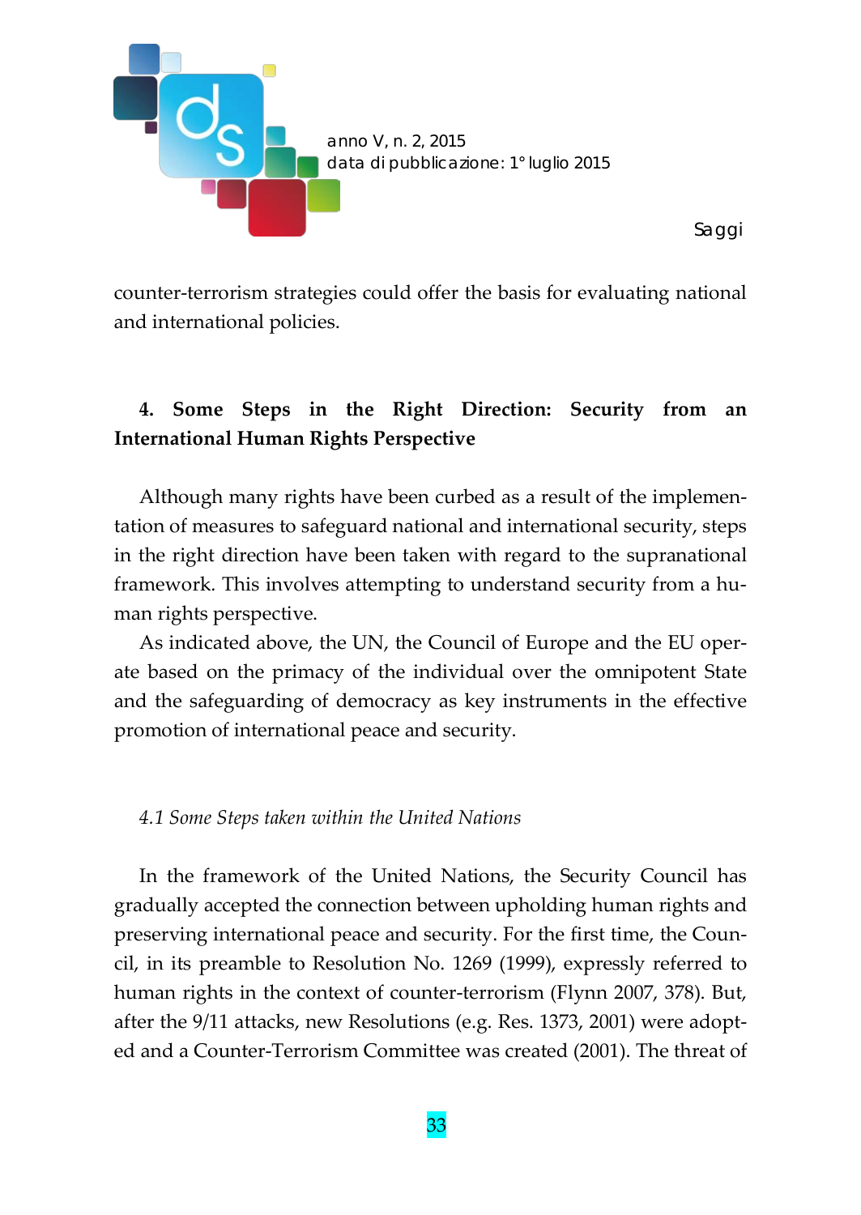counter-terrorism strategies could offer the basis for evaluating national and international policies.

## 4. Some Steps in the Right Direction: Security from an International Human Rights Perspective

Although many rights have been curbed as a result of the implementation of measures to safeguard national and international security, steps in the right direction have been taken with regard to the supranational framework. This involves attempting to understand security from a human rights perspective.

As indicated above, the UN, the Council of Europe and the EU operate based on the primacy of the individual over the omnipotent State and the safeguarding of democracy as key instruments in the effective promotion of international peace and security.

### *4.1 Some Steps taken within the United Nations*

In the framework of the United Nations, the Security Council has gradually accepted the connection between upholding human rights and preserving international peace and security. For the first time, the Council, in its preamble to Resolution No. 1269 (1999), expressly referred to human rights in the context of counter-terrorism (Flynn 2007, 378). But, after the 9/11 attacks, new Resolutions (e.g. Res. 1373, 2001) were adopted and a Counter-Terrorism Committee was created (2001). The threat of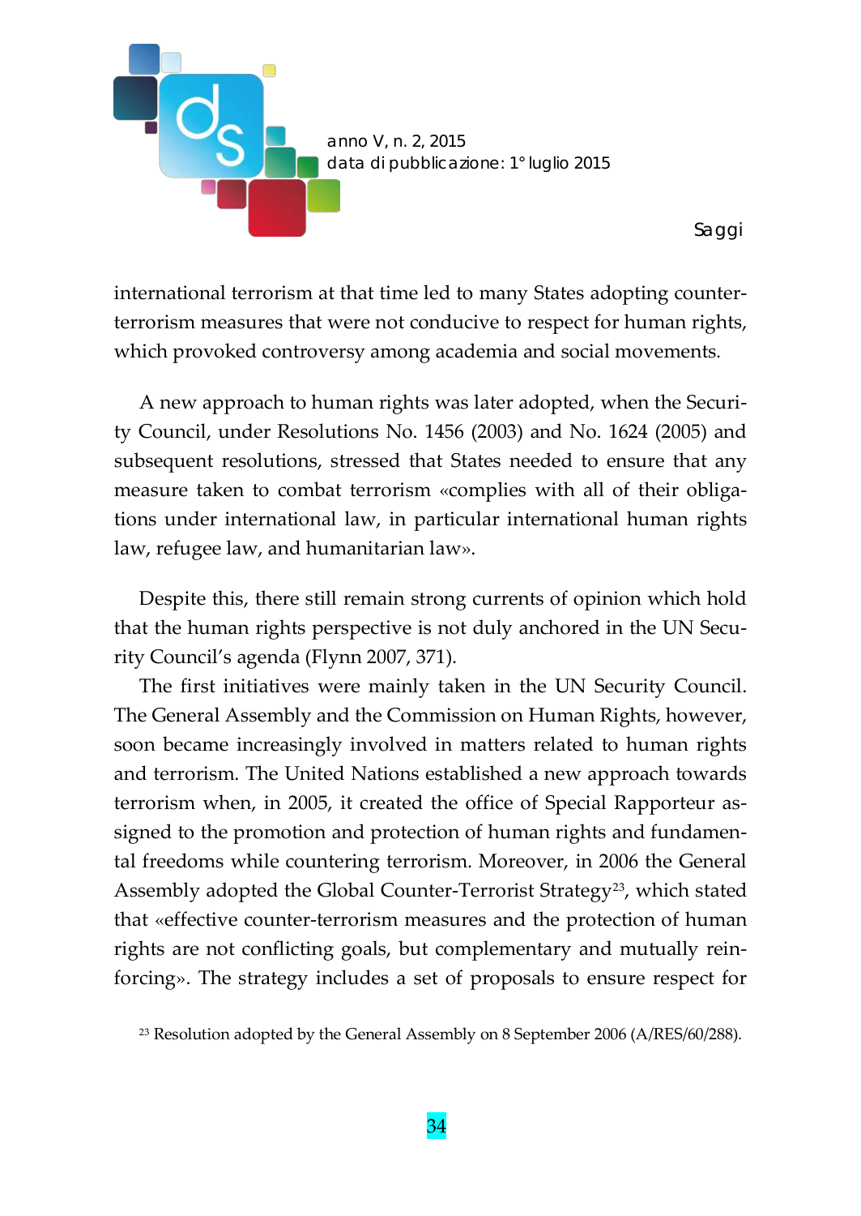international terrorism at that time led to many States adopting counter-terrorism measures that were not conducive to respect for human rights, which provoked controversy among academia and social movements.

A new approach to human rights was later adopted, when the Security Council, under Resolutions No. 1456 (2003) and No. 1624 (2005) and subsequent resolutions, stressed that States needed to ensure that any measure taken to combat terrorism «complies with all of their obligations under international law, in particular international human rights law, refugee law, and humanitarian law».

Despite this, there still remain strong currents of opinion which hold that the human rights perspective is not duly anchored in the UN Security Council's agenda (Flynn 2007, 371).

The first initiatives were mainly taken in the UN Security Council. The General Assembly and the Commission on Human Rights, however, soon became increasingly involved in matters related to human rights and terrorism. The United Nations established a new approach towards terrorism when, in 2005, it created the office of Special Rapporteur assigned to the promotion and protection of human rights and fundamental freedoms while countering terrorism. Moreover, in 2006 the General Assembly adopted the Global Counter-Terrorist Strategy[23], which stated that «effective counter-terrorism measures and the protection of human rights are not conflicting goals, but complementary and mutually reinforcing». The strategy includes a set of proposals to ensure respect for

[23] Resolution adopted by the General Assembly on 8 September 2006 (A/RES/60/288).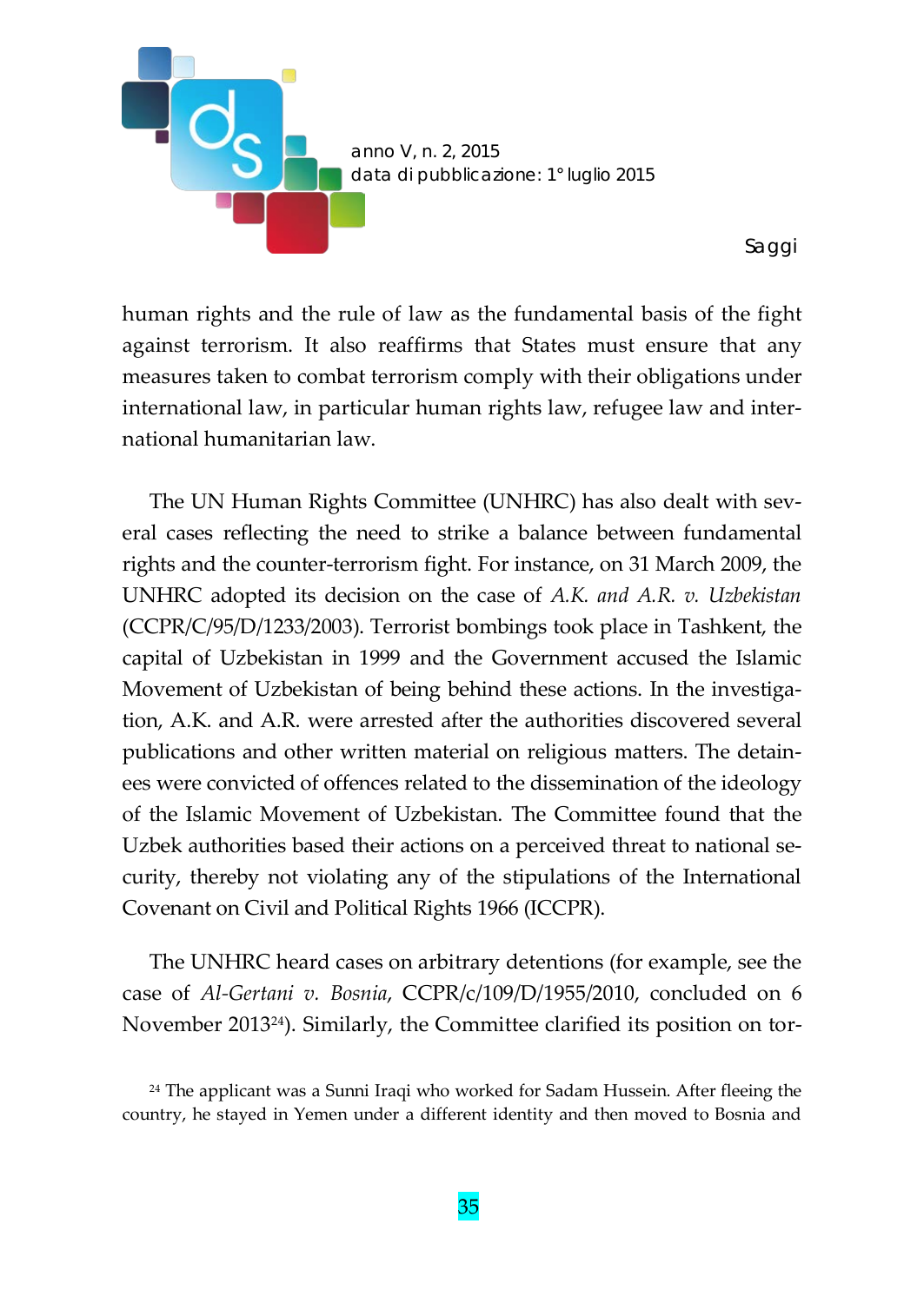human rights and the rule of law as the fundamental basis of the fight against terrorism. It also reaffirms that States must ensure that any measures taken to combat terrorism comply with their obligations under international law, in particular human rights law, refugee law and international humanitarian law.

The UN Human Rights Committee (UNHRC) has also dealt with several cases reflecting the need to strike a balance between fundamental rights and the counter-terrorism fight. For instance, on 31 March 2009, the UNHRC adopted its decision on the case of *A.K. and A.R. v. Uzbekistan* (CCPR/C/95/D/1233/2003). Terrorist bombings took place in Tashkent, the capital of Uzbekistan in 1999 and the Government accused the Islamic Movement of Uzbekistan of being behind these actions. In the investigation, A.K. and A.R. were arrested after the authorities discovered several publications and other written material on religious matters. The detainees were convicted of offences related to the dissemination of the ideology of the Islamic Movement of Uzbekistan. The Committee found that the Uzbek authorities based their actions on a perceived threat to national security, thereby not violating any of the stipulations of the International Covenant on Civil and Political Rights 1966 (ICCPR).

The UNHRC heard cases on arbitrary detentions (for example, see the case of *Al-Gertani v. Bosnia*, CCPR/c/109/D/1955/2010, concluded on 6 November 2013[24]). Similarly, the Committee clarified its position on tor-

[24] The applicant was a Sunni Iraqi who worked for Sadam Hussein. After fleeing the country, he stayed in Yemen under a different identity and then moved to Bosnia and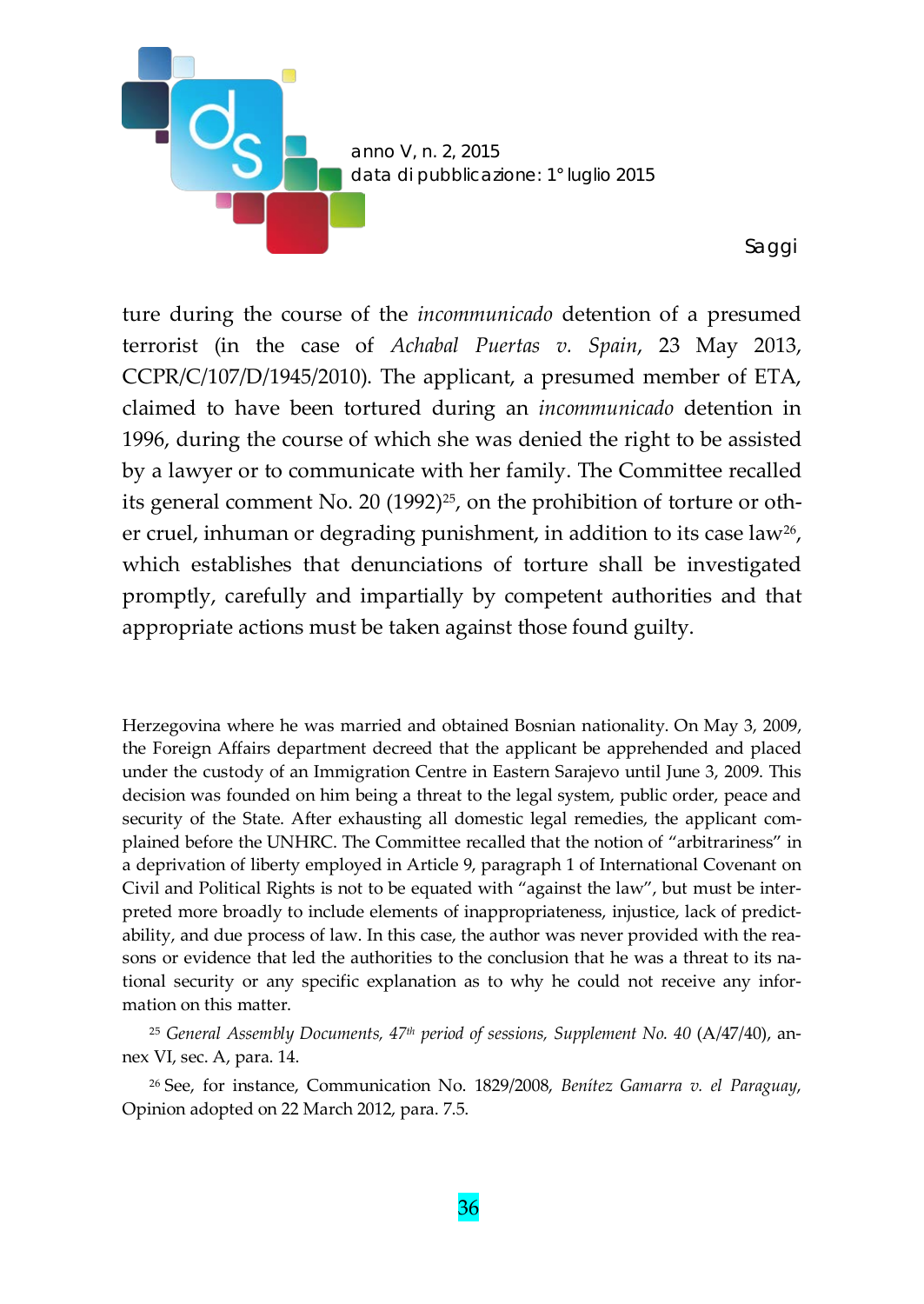ture during the course of the *incommunicado* detention of a presumed terrorist (in the case of *Achabal Puertas v. Spain*, 23 May 2013, CCPR/C/107/D/1945/2010). The applicant, a presumed member of ETA, claimed to have been tortured during an *incommunicado* detention in 1996, during the course of which she was denied the right to be assisted by a lawyer or to communicate with her family. The Committee recalled its general comment No. 20 (1992)[25], on the prohibition of torture or other cruel, inhuman or degrading punishment, in addition to its case law[26], which establishes that denunciations of torture shall be investigated promptly, carefully and impartially by competent authorities and that appropriate actions must be taken against those found guilty.

---

Herzegovina where he was married and obtained Bosnian nationality. On May 3, 2009, the Foreign Affairs department decreed that the applicant be apprehended and placed under the custody of an Immigration Centre in Eastern Sarajevo until June 3, 2009. This decision was founded on him being a threat to the legal system, public order, peace and security of the State. After exhausting all domestic legal remedies, the applicant complained before the UNHRC. The Committee recalled that the notion of "arbitrariness" in a deprivation of liberty employed in Article 9, paragraph 1 of International Covenant on Civil and Political Rights is not to be equated with "against the law", but must be interpreted more broadly to include elements of inappropriateness, injustice, lack of predictability, and due process of law. In this case, the author was never provided with the reasons or evidence that led the authorities to the conclusion that he was a threat to its national security or any specific explanation as to why he could not receive any information on this matter.

[25] *General Assembly Documents, 47th period of sessions, Supplement No. 40* (A/47/40), annex VI, sec. A, para. 14.

[26] See, for instance, Communication No. 1829/2008, *Benítez Gamarra v. el Paraguay*, Opinion adopted on 22 March 2012, para. 7.5.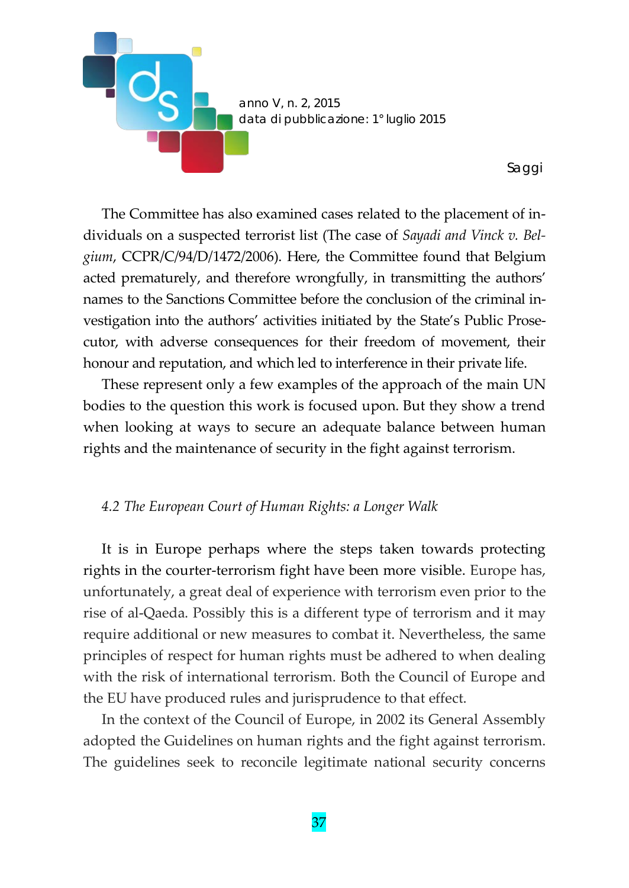The Committee has also examined cases related to the placement of individuals on a suspected terrorist list (The case of *Sayadi and Vinck v. Belgium*, CCPR/C/94/D/1472/2006). Here, the Committee found that Belgium acted prematurely, and therefore wrongfully, in transmitting the authors' names to the Sanctions Committee before the conclusion of the criminal investigation into the authors' activities initiated by the State's Public Prosecutor, with adverse consequences for their freedom of movement, their honour and reputation, and which led to interference in their private life.

These represent only a few examples of the approach of the main UN bodies to the question this work is focused upon. But they show a trend when looking at ways to secure an adequate balance between human rights and the maintenance of security in the fight against terrorism.

### *4.2 The European Court of Human Rights: a Longer Walk*

It is in Europe perhaps where the steps taken towards protecting rights in the courter-terrorism fight have been more visible. Europe has, unfortunately, a great deal of experience with terrorism even prior to the rise of al-Qaeda. Possibly this is a different type of terrorism and it may require additional or new measures to combat it. Nevertheless, the same principles of respect for human rights must be adhered to when dealing with the risk of international terrorism. Both the Council of Europe and the EU have produced rules and jurisprudence to that effect.

In the context of the Council of Europe, in 2002 its General Assembly adopted the Guidelines on human rights and the fight against terrorism. The guidelines seek to reconcile legitimate national security concerns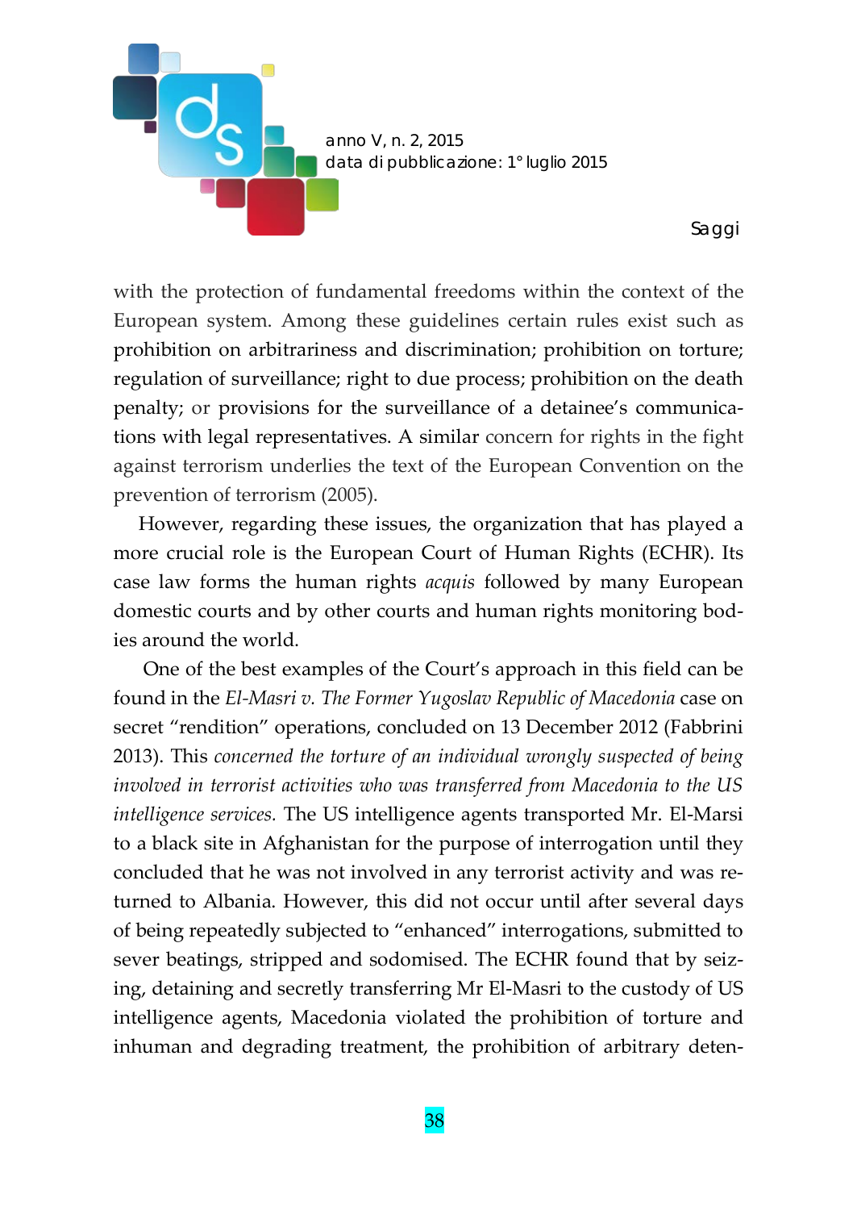with the protection of fundamental freedoms within the context of the European system. Among these guidelines certain rules exist such as prohibition on arbitrariness and discrimination; prohibition on torture; regulation of surveillance; right to due process; prohibition on the death penalty; or provisions for the surveillance of a detainee's communications with legal representatives. A similar concern for rights in the fight against terrorism underlies the text of the European Convention on the prevention of terrorism (2005).

However, regarding these issues, the organization that has played a more crucial role is the European Court of Human Rights (ECHR). Its case law forms the human rights *acquis* followed by many European domestic courts and by other courts and human rights monitoring bodies around the world.

One of the best examples of the Court's approach in this field can be found in the *El-Masri v. The Former Yugoslav Republic of Macedonia* case on secret "rendition" operations, concluded on 13 December 2012 (Fabbrini 2013). This *concerned the torture of an individual wrongly suspected of being involved in terrorist activities who was transferred from Macedonia to the US intelligence services.* The US intelligence agents transported Mr. El-Marsi to a black site in Afghanistan for the purpose of interrogation until they concluded that he was not involved in any terrorist activity and was returned to Albania. However, this did not occur until after several days of being repeatedly subjected to "enhanced" interrogations, submitted to sever beatings, stripped and sodomised. The ECHR found that by seizing, detaining and secretly transferring Mr El-Masri to the custody of US intelligence agents, Macedonia violated the prohibition of torture and inhuman and degrading treatment, the prohibition of arbitrary deten-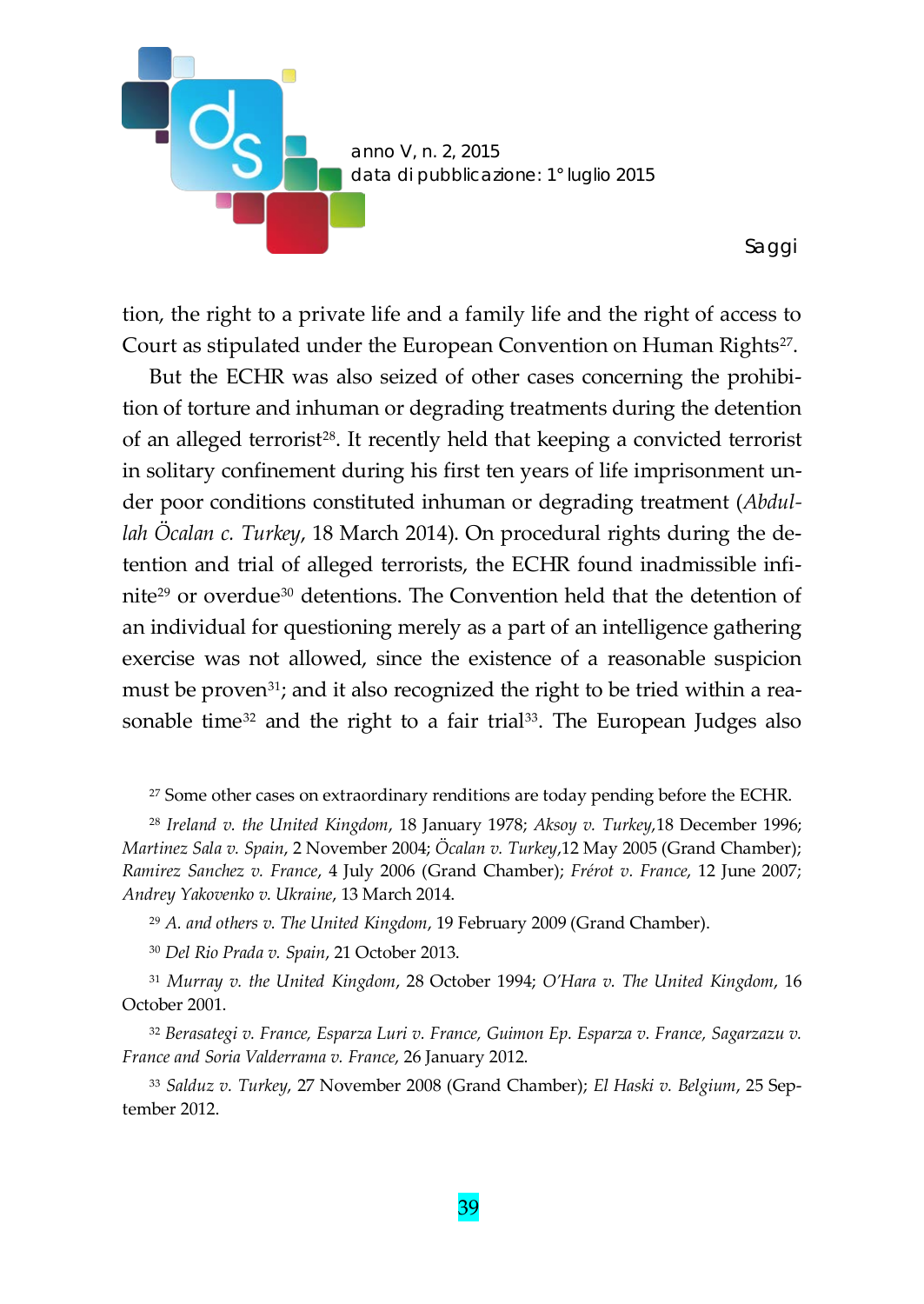tion, the right to a private life and a family life and the right of access to Court as stipulated under the European Convention on Human Rights[27].

But the ECHR was also seized of other cases concerning the prohibition of torture and inhuman or degrading treatments during the detention of an alleged terrorist[28]. It recently held that keeping a convicted terrorist in solitary confinement during his first ten years of life imprisonment under poor conditions constituted inhuman or degrading treatment (*Abdullah Öcalan c. Turkey*, 18 March 2014). On procedural rights during the detention and trial of alleged terrorists, the ECHR found inadmissible infinite[29] or overdue[30] detentions. The Convention held that the detention of an individual for questioning merely as a part of an intelligence gathering exercise was not allowed, since the existence of a reasonable suspicion must be proven[31]; and it also recognized the right to be tried within a reasonable time[32] and the right to a fair trial[33]. The European Judges also

[27] Some other cases on extraordinary renditions are today pending before the ECHR.

[28] *Ireland v. the United Kingdom*, 18 January 1978; *Aksoy v. Turkey*,18 December 1996; *Martinez Sala v. Spain*, 2 November 2004; *Öcalan v. Turkey*,12 May 2005 (Grand Chamber); *Ramirez Sanchez v. France*, 4 July 2006 (Grand Chamber); *Frérot v. France*, 12 June 2007; *Andrey Yakovenko v. Ukraine*, 13 March 2014.

[29] *A. and others v. The United Kingdom*, 19 February 2009 (Grand Chamber).

[30] *Del Rio Prada v. Spain*, 21 October 2013.

[31] *Murray v. the United Kingdom*, 28 October 1994; *O'Hara v. The United Kingdom*, 16 October 2001.

[32] *Berasategi v. France, Esparza Luri v. France, Guimon Ep. Esparza v. France, Sagarzazu v. France and Soria Valderrama v. France*, 26 January 2012.

[33] *Salduz v. Turkey*, 27 November 2008 (Grand Chamber); *El Haski v. Belgium*, 25 September 2012.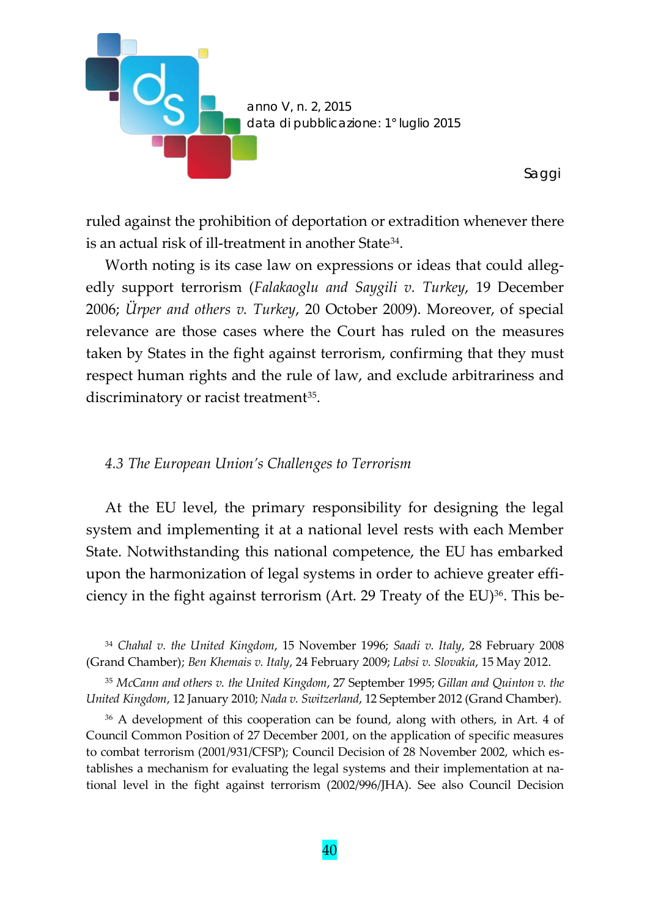ruled against the prohibition of deportation or extradition whenever there is an actual risk of ill-treatment in another State[34].

Worth noting is its case law on expressions or ideas that could allegedly support terrorism (*Falakaoglu and Saygili v. Turkey*, 19 December 2006; *Ürper and others v. Turkey*, 20 October 2009). Moreover, of special relevance are those cases where the Court has ruled on the measures taken by States in the fight against terrorism, confirming that they must respect human rights and the rule of law, and exclude arbitrariness and discriminatory or racist treatment[35].

### *4.3 The European Union's Challenges to Terrorism*

At the EU level, the primary responsibility for designing the legal system and implementing it at a national level rests with each Member State. Notwithstanding this national competence, the EU has embarked upon the harmonization of legal systems in order to achieve greater efficiency in the fight against terrorism (Art. 29 Treaty of the EU)[36]. This be-

---

[34] *Chahal v. the United Kingdom*, 15 November 1996; *Saadi v. Italy*, 28 February 2008 (Grand Chamber); *Ben Khemais v. Italy*, 24 February 2009; *Labsi v. Slovakia*, 15 May 2012.

[35] *McCann and others v. the United Kingdom*, 27 September 1995; *Gillan and Quinton v. the United Kingdom*, 12 January 2010; *Nada v. Switzerland*, 12 September 2012 (Grand Chamber).

[36] A development of this cooperation can be found, along with others, in Art. 4 of Council Common Position of 27 December 2001, on the application of specific measures to combat terrorism (2001/931/CFSP); Council Decision of 28 November 2002, which establishes a mechanism for evaluating the legal systems and their implementation at national level in the fight against terrorism (2002/996/JHA). See also Council Decision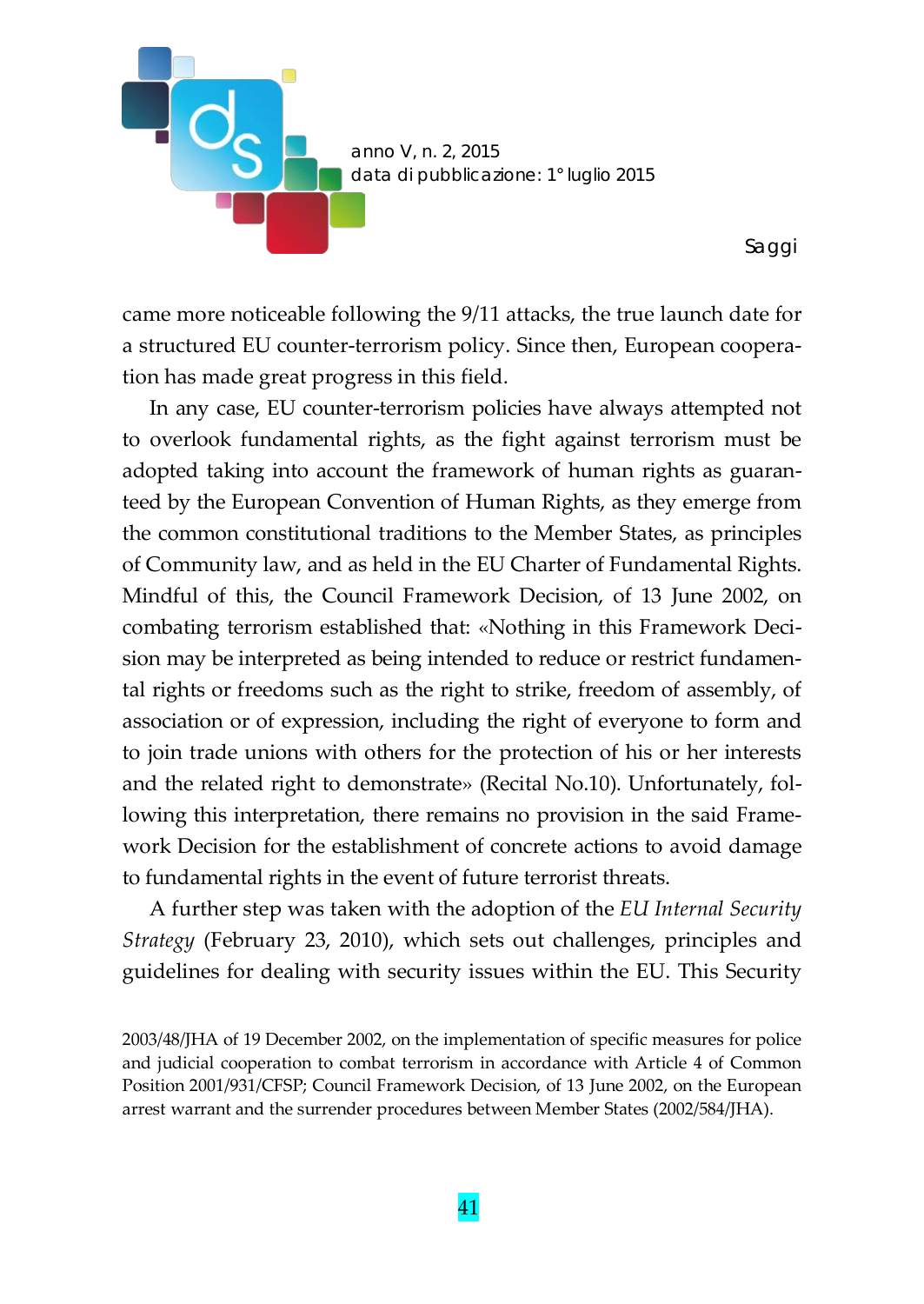came more noticeable following the 9/11 attacks, the true launch date for a structured EU counter-terrorism policy. Since then, European cooperation has made great progress in this field.

In any case, EU counter-terrorism policies have always attempted not to overlook fundamental rights, as the fight against terrorism must be adopted taking into account the framework of human rights as guaranteed by the European Convention of Human Rights, as they emerge from the common constitutional traditions to the Member States, as principles of Community law, and as held in the EU Charter of Fundamental Rights. Mindful of this, the Council Framework Decision, of 13 June 2002, on combating terrorism established that: «Nothing in this Framework Decision may be interpreted as being intended to reduce or restrict fundamental rights or freedoms such as the right to strike, freedom of assembly, of association or of expression, including the right of everyone to form and to join trade unions with others for the protection of his or her interests and the related right to demonstrate» (Recital No.10). Unfortunately, following this interpretation, there remains no provision in the said Framework Decision for the establishment of concrete actions to avoid damage to fundamental rights in the event of future terrorist threats.

A further step was taken with the adoption of the *EU Internal Security Strategy* (February 23, 2010), which sets out challenges, principles and guidelines for dealing with security issues within the EU. This Security

2003/48/JHA of 19 December 2002, on the implementation of specific measures for police and judicial cooperation to combat terrorism in accordance with Article 4 of Common Position 2001/931/CFSP; Council Framework Decision, of 13 June 2002, on the European arrest warrant and the surrender procedures between Member States (2002/584/JHA).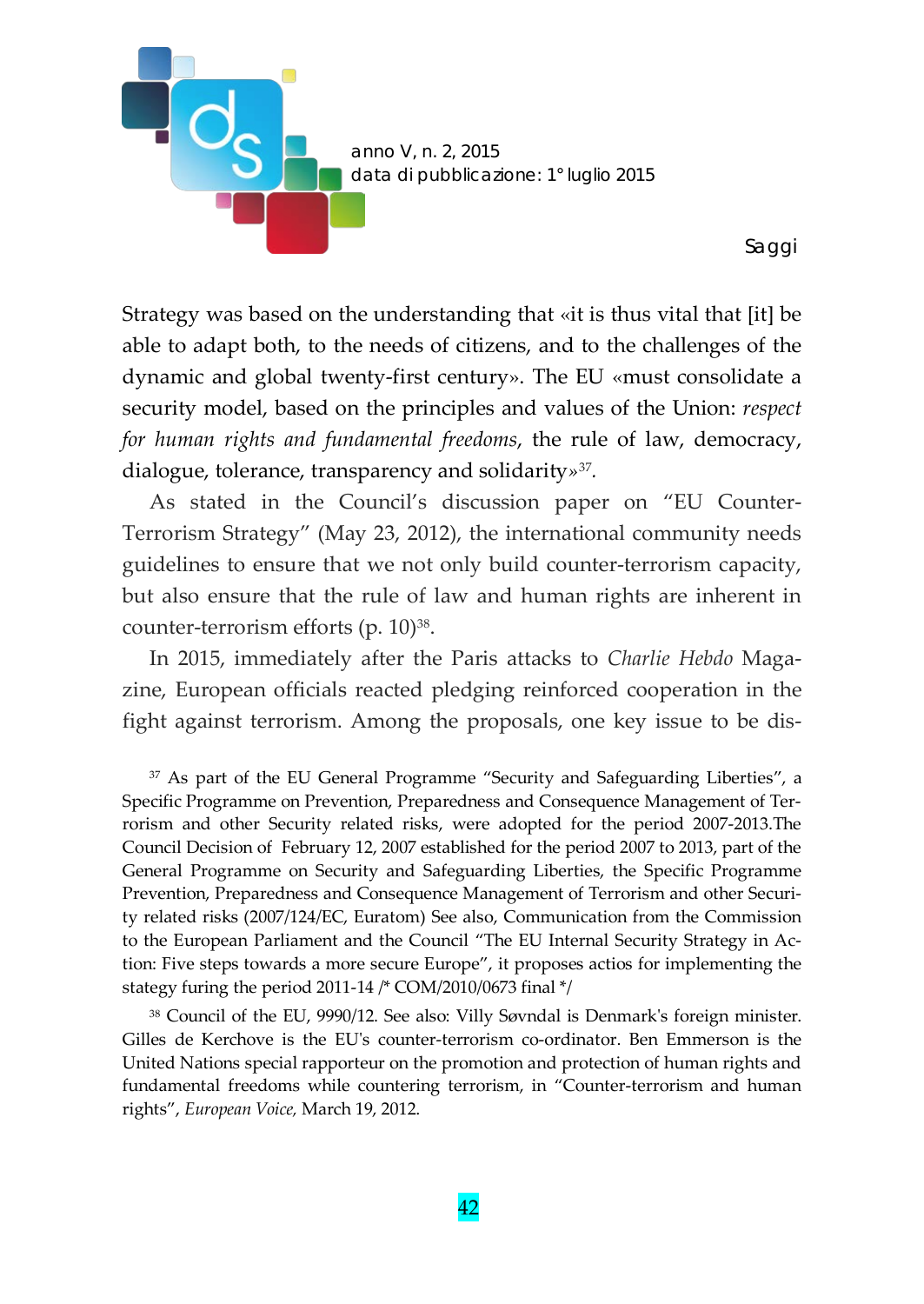Strategy was based on the understanding that «it is thus vital that [it] be able to adapt both, to the needs of citizens, and to the challenges of the dynamic and global twenty-first century». The EU «must consolidate a security model, based on the principles and values of the Union: *respect for human rights and fundamental freedoms*, the rule of law, democracy, dialogue, tolerance, transparency and solidarity»[37].

As stated in the Council's discussion paper on "EU Counter-Terrorism Strategy" (May 23, 2012), the international community needs guidelines to ensure that we not only build counter-terrorism capacity, but also ensure that the rule of law and human rights are inherent in counter-terrorism efforts (p. 10)[38].

In 2015, immediately after the Paris attacks to *Charlie Hebdo* Magazine, European officials reacted pledging reinforced cooperation in the fight against terrorism. Among the proposals, one key issue to be dis-

[37] As part of the EU General Programme "Security and Safeguarding Liberties", a Specific Programme on Prevention, Preparedness and Consequence Management of Terrorism and other Security related risks, were adopted for the period 2007-2013.The Council Decision of February 12, 2007 established for the period 2007 to 2013, part of the General Programme on Security and Safeguarding Liberties, the Specific Programme Prevention, Preparedness and Consequence Management of Terrorism and other Security related risks (2007/124/EC, Euratom) See also, Communication from the Commission to the European Parliament and the Council "The EU Internal Security Strategy in Action: Five steps towards a more secure Europe", it proposes actios for implementing the stategy furing the period 2011-14 /* COM/2010/0673 final */

[38] Council of the EU, 9990/12. See also: Villy Søvndal is Denmark's foreign minister. Gilles de Kerchove is the EU's counter-terrorism co-ordinator. Ben Emmerson is the United Nations special rapporteur on the promotion and protection of human rights and fundamental freedoms while countering terrorism, in "Counter-terrorism and human rights", *European Voice,* March 19, 2012.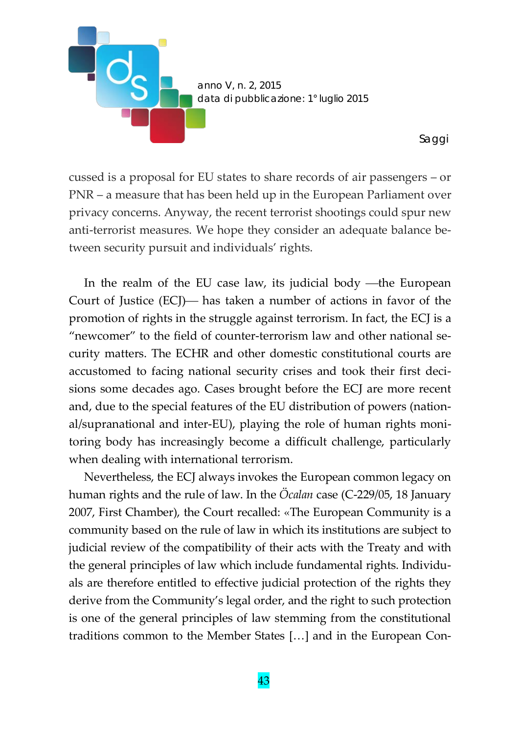cussed is a proposal for EU states to share records of air passengers – or PNR – a measure that has been held up in the European Parliament over privacy concerns. Anyway, the recent terrorist shootings could spur new anti-terrorist measures. We hope they consider an adequate balance between security pursuit and individuals' rights.

In the realm of the EU case law, its judicial body —the European Court of Justice (ECJ)— has taken a number of actions in favor of the promotion of rights in the struggle against terrorism. In fact, the ECJ is a "newcomer" to the field of counter-terrorism law and other national security matters. The ECHR and other domestic constitutional courts are accustomed to facing national security crises and took their first decisions some decades ago. Cases brought before the ECJ are more recent and, due to the special features of the EU distribution of powers (national/supranational and inter-EU), playing the role of human rights monitoring body has increasingly become a difficult challenge, particularly when dealing with international terrorism.

Nevertheless, the ECJ always invokes the European common legacy on human rights and the rule of law. In the *Öcalan* case (C-229/05, 18 January 2007, First Chamber), the Court recalled: «The European Community is a community based on the rule of law in which its institutions are subject to judicial review of the compatibility of their acts with the Treaty and with the general principles of law which include fundamental rights. Individuals are therefore entitled to effective judicial protection of the rights they derive from the Community's legal order, and the right to such protection is one of the general principles of law stemming from the constitutional traditions common to the Member States […] and in the European Con-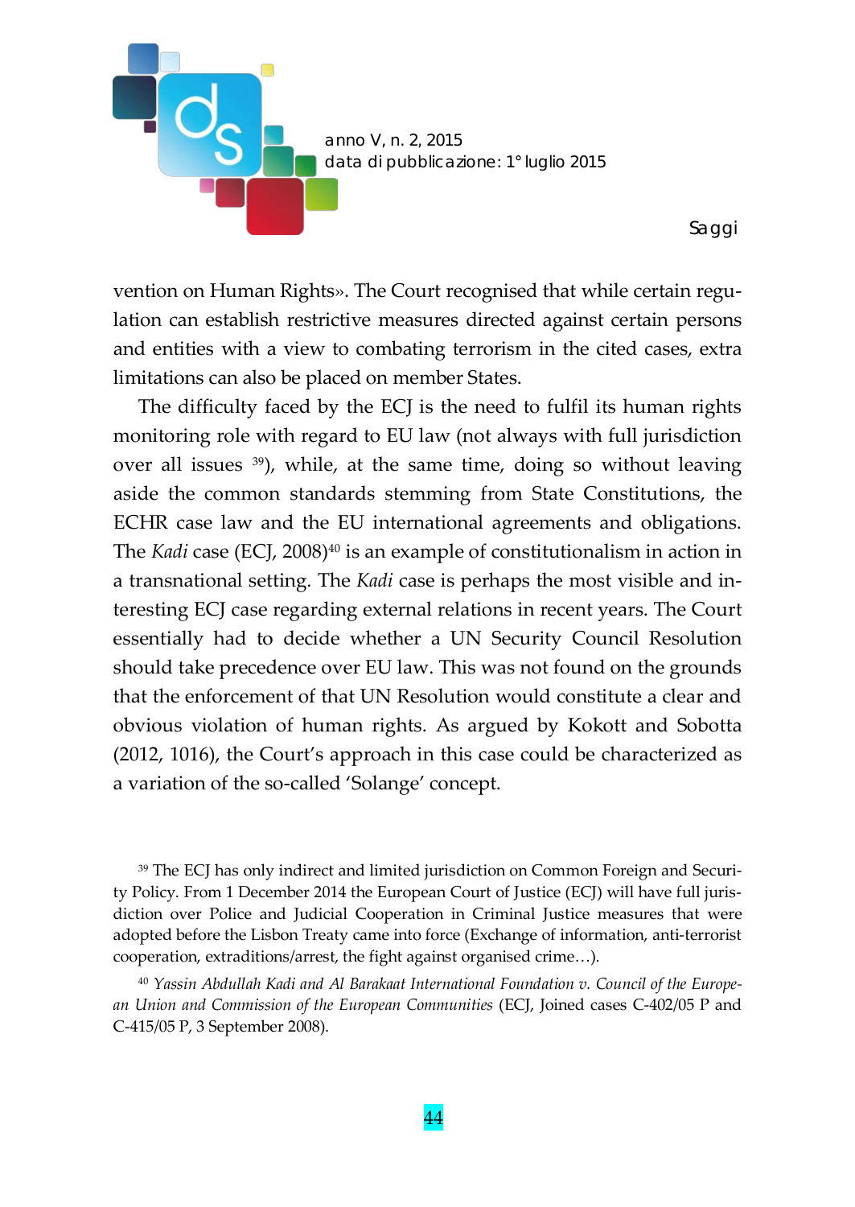vention on Human Rights». The Court recognised that while certain regulation can establish restrictive measures directed against certain persons and entities with a view to combating terrorism in the cited cases, extra limitations can also be placed on member States.

The difficulty faced by the ECJ is the need to fulfil its human rights monitoring role with regard to EU law (not always with full jurisdiction over all issues [39]), while, at the same time, doing so without leaving aside the common standards stemming from State Constitutions, the ECHR case law and the EU international agreements and obligations. The *Kadi* case (ECJ, 2008)[40] is an example of constitutionalism in action in a transnational setting. The *Kadi* case is perhaps the most visible and interesting ECJ case regarding external relations in recent years. The Court essentially had to decide whether a UN Security Council Resolution should take precedence over EU law. This was not found on the grounds that the enforcement of that UN Resolution would constitute a clear and obvious violation of human rights. As argued by Kokott and Sobotta (2012, 1016), the Court's approach in this case could be characterized as a variation of the so-called 'Solange' concept.

[39] The ECJ has only indirect and limited jurisdiction on Common Foreign and Security Policy. From 1 December 2014 the European Court of Justice (ECJ) will have full jurisdiction over Police and Judicial Cooperation in Criminal Justice measures that were adopted before the Lisbon Treaty came into force (Exchange of information, anti-terrorist cooperation, extraditions/arrest, the fight against organised crime…).

[40] *Yassin Abdullah Kadi and Al Barakaat International Foundation v. Council of the European Union and Commission of the European Communities* (ECJ, Joined cases C-402/05 P and C-415/05 P, 3 September 2008).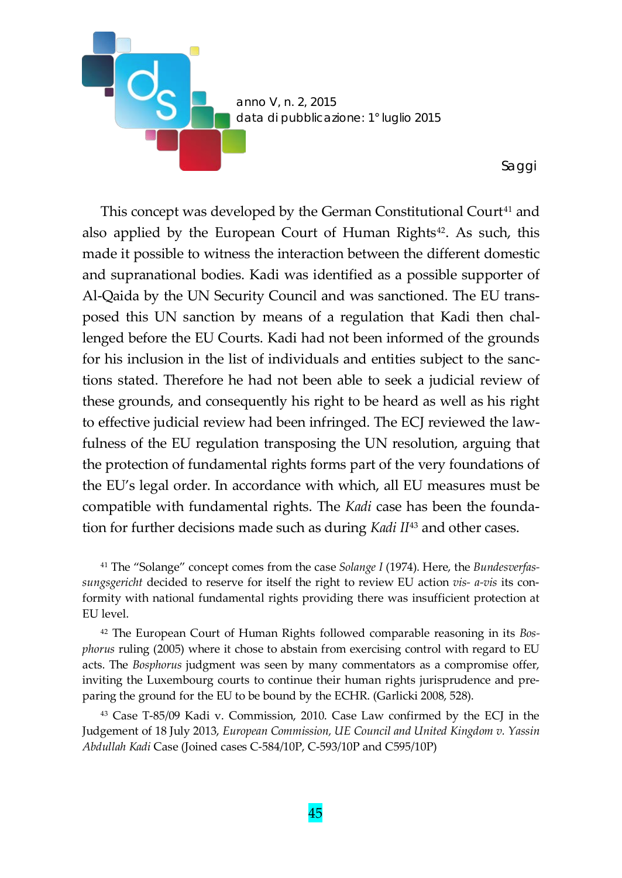This concept was developed by the German Constitutional Court[41] and also applied by the European Court of Human Rights[42]. As such, this made it possible to witness the interaction between the different domestic and supranational bodies. Kadi was identified as a possible supporter of Al-Qaida by the UN Security Council and was sanctioned. The EU transposed this UN sanction by means of a regulation that Kadi then challenged before the EU Courts. Kadi had not been informed of the grounds for his inclusion in the list of individuals and entities subject to the sanctions stated. Therefore he had not been able to seek a judicial review of these grounds, and consequently his right to be heard as well as his right to effective judicial review had been infringed. The ECJ reviewed the lawfulness of the EU regulation transposing the UN resolution, arguing that the protection of fundamental rights forms part of the very foundations of the EU's legal order. In accordance with which, all EU measures must be compatible with fundamental rights. The *Kadi* case has been the foundation for further decisions made such as during *Kadi II*[43] and other cases.

[41] The "Solange" concept comes from the case *Solange I* (1974). Here, the *Bundesverfassungsgericht* decided to reserve for itself the right to review EU action *vis- a-vis* its conformity with national fundamental rights providing there was insufficient protection at EU level.

[42] The European Court of Human Rights followed comparable reasoning in its *Bosphorus* ruling (2005) where it chose to abstain from exercising control with regard to EU acts. The *Bosphorus* judgment was seen by many commentators as a compromise offer, inviting the Luxembourg courts to continue their human rights jurisprudence and preparing the ground for the EU to be bound by the ECHR. (Garlicki 2008, 528).

[43] Case T-85/09 Kadi v. Commission, 2010. Case Law confirmed by the ECJ in the Judgement of 18 July 2013, *European Commission, UE Council and United Kingdom v. Yassin Abdullah Kadi* Case (Joined cases C-584/10P, C-593/10P and C595/10P)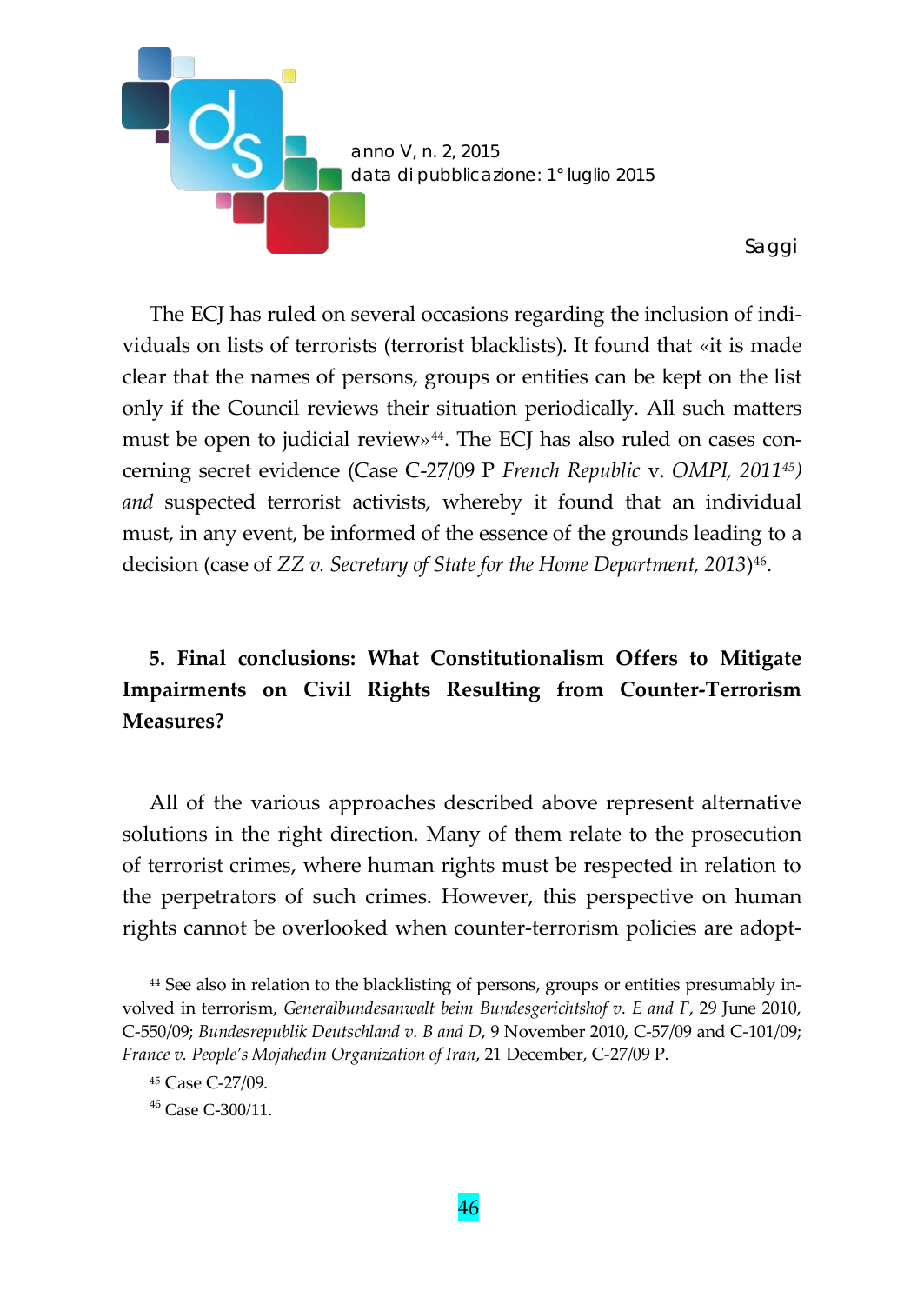The ECJ has ruled on several occasions regarding the inclusion of individuals on lists of terrorists (terrorist blacklists). It found that «it is made clear that the names of persons, groups or entities can be kept on the list only if the Council reviews their situation periodically. All such matters must be open to judicial review»[44]. The ECJ has also ruled on cases concerning secret evidence (Case C-27/09 P *French Republic* v. *OMPI, 2011*[45]*)* *and* suspected terrorist activists, whereby it found that an individual must, in any event, be informed of the essence of the grounds leading to a decision (case of *ZZ v. Secretary of State for the Home Department, 2013*)[46].

## 5. Final conclusions: What Constitutionalism Offers to Mitigate Impairments on Civil Rights Resulting from Counter-Terrorism Measures?

All of the various approaches described above represent alternative solutions in the right direction. Many of them relate to the prosecution of terrorist crimes, where human rights must be respected in relation to the perpetrators of such crimes. However, this perspective on human rights cannot be overlooked when counter-terrorism policies are adopt-

[44] See also in relation to the blacklisting of persons, groups or entities presumably involved in terrorism, *Generalbundesanwalt beim Bundesgerichtshof v. E and F*, 29 June 2010, C-550/09; *Bundesrepublik Deutschland v. B and D*, 9 November 2010, C-57/09 and C-101/09; *France v. People's Mojahedin Organization of Iran*, 21 December, C-27/09 P.

[45] Case C-27/09.

[46] Case C-300/11.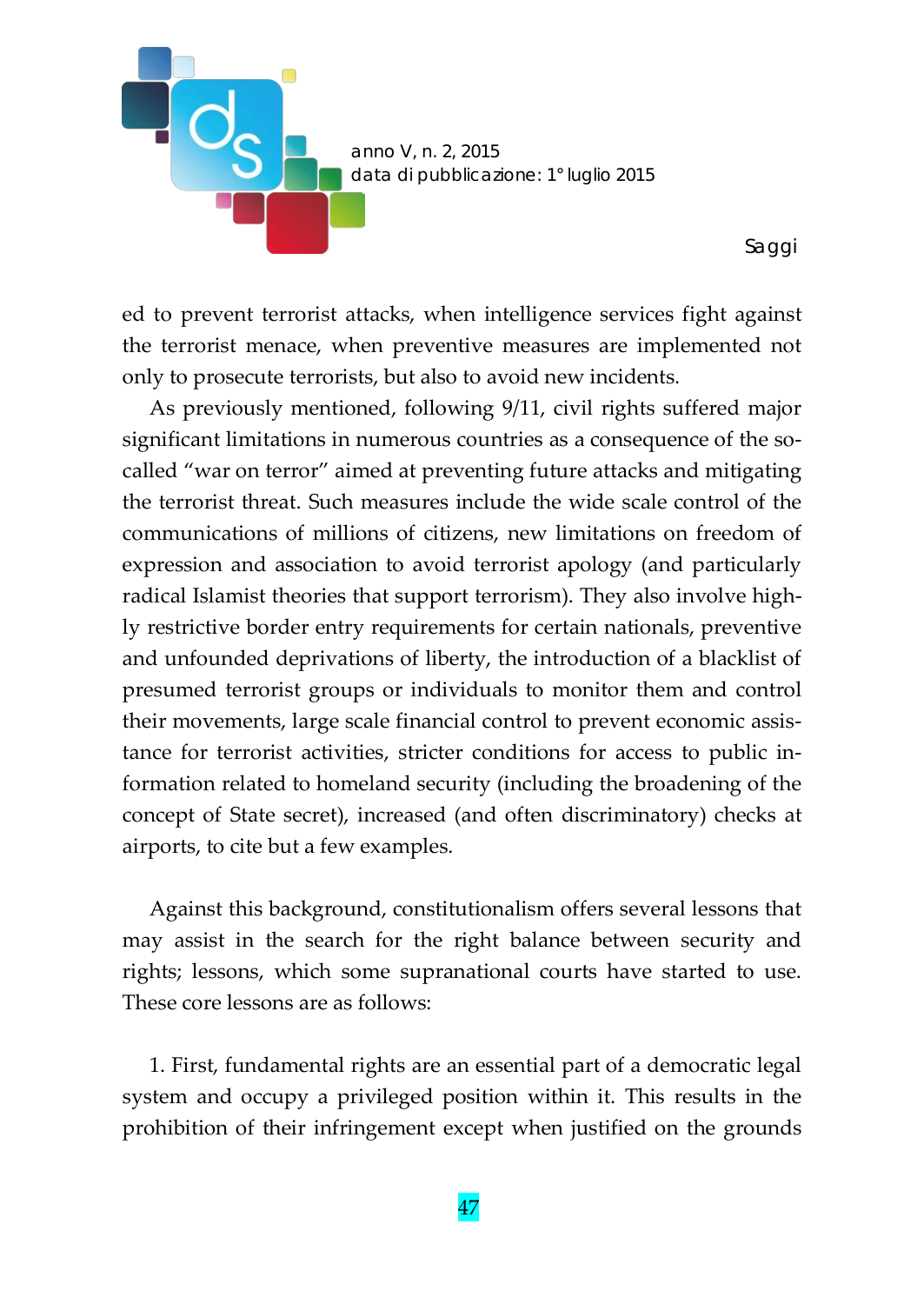ed to prevent terrorist attacks, when intelligence services fight against the terrorist menace, when preventive measures are implemented not only to prosecute terrorists, but also to avoid new incidents.

As previously mentioned, following 9/11, civil rights suffered major significant limitations in numerous countries as a consequence of the so-called "war on terror" aimed at preventing future attacks and mitigating the terrorist threat. Such measures include the wide scale control of the communications of millions of citizens, new limitations on freedom of expression and association to avoid terrorist apology (and particularly radical Islamist theories that support terrorism). They also involve highly restrictive border entry requirements for certain nationals, preventive and unfounded deprivations of liberty, the introduction of a blacklist of presumed terrorist groups or individuals to monitor them and control their movements, large scale financial control to prevent economic assistance for terrorist activities, stricter conditions for access to public information related to homeland security (including the broadening of the concept of State secret), increased (and often discriminatory) checks at airports, to cite but a few examples.

Against this background, constitutionalism offers several lessons that may assist in the search for the right balance between security and rights; lessons, which some supranational courts have started to use. These core lessons are as follows:

1. First, fundamental rights are an essential part of a democratic legal system and occupy a privileged position within it. This results in the prohibition of their infringement except when justified on the grounds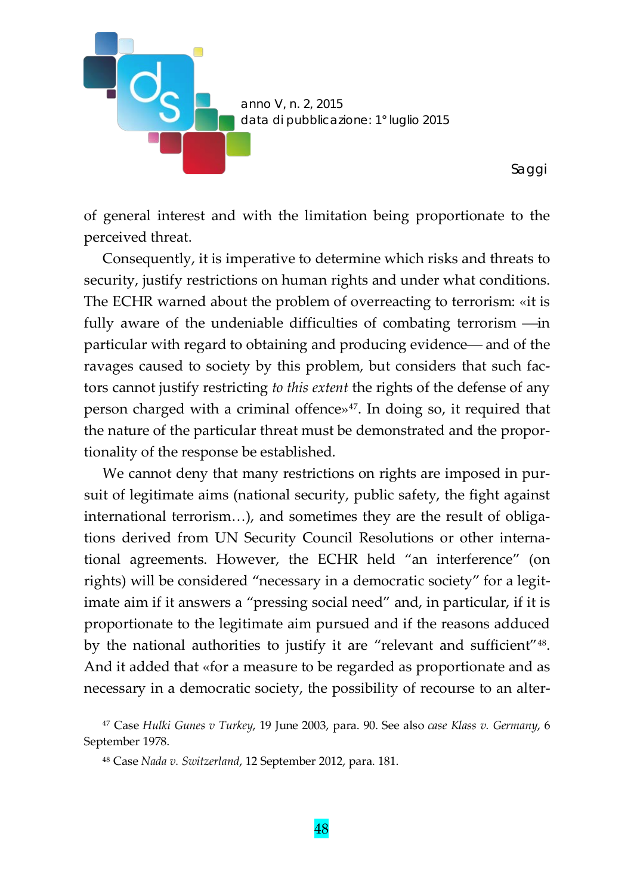of general interest and with the limitation being proportionate to the perceived threat.

Consequently, it is imperative to determine which risks and threats to security, justify restrictions on human rights and under what conditions. The ECHR warned about the problem of overreacting to terrorism: «it is fully aware of the undeniable difficulties of combating terrorism —in particular with regard to obtaining and producing evidence— and of the ravages caused to society by this problem, but considers that such factors cannot justify restricting *to this extent* the rights of the defense of any person charged with a criminal offence»[47]. In doing so, it required that the nature of the particular threat must be demonstrated and the proportionality of the response be established.

We cannot deny that many restrictions on rights are imposed in pursuit of legitimate aims (national security, public safety, the fight against international terrorism…), and sometimes they are the result of obligations derived from UN Security Council Resolutions or other international agreements. However, the ECHR held "an interference" (on rights) will be considered "necessary in a democratic society" for a legitimate aim if it answers a "pressing social need" and, in particular, if it is proportionate to the legitimate aim pursued and if the reasons adduced by the national authorities to justify it are "relevant and sufficient"[48]. And it added that «for a measure to be regarded as proportionate and as necessary in a democratic society, the possibility of recourse to an alter-

[47] Case *Hulki Gunes v Turkey*, 19 June 2003, para. 90. See also *case Klass v. Germany*, 6 September 1978.

[48] Case *Nada v. Switzerland*, 12 September 2012, para. 181.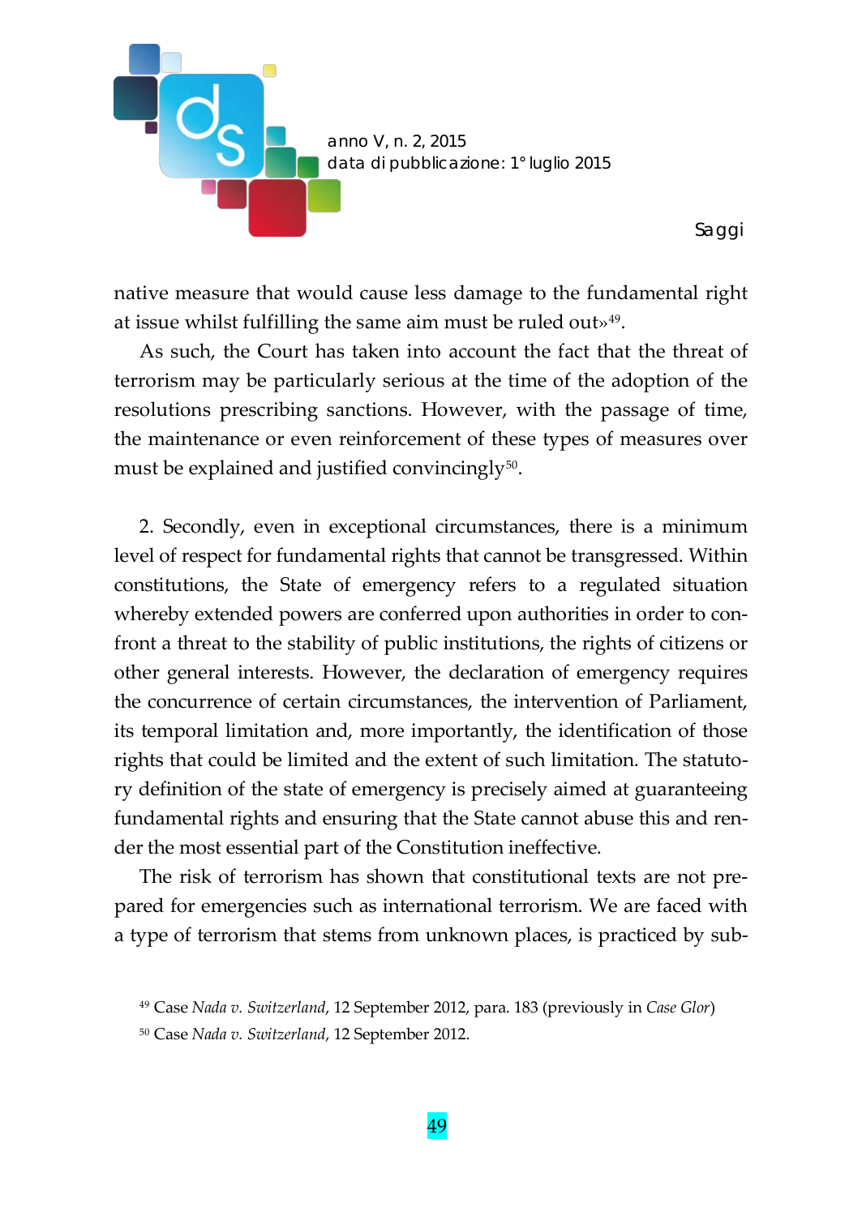native measure that would cause less damage to the fundamental right at issue whilst fulfilling the same aim must be ruled out»[49].

As such, the Court has taken into account the fact that the threat of terrorism may be particularly serious at the time of the adoption of the resolutions prescribing sanctions. However, with the passage of time, the maintenance or even reinforcement of these types of measures over must be explained and justified convincingly[50].

2. Secondly, even in exceptional circumstances, there is a minimum level of respect for fundamental rights that cannot be transgressed. Within constitutions, the State of emergency refers to a regulated situation whereby extended powers are conferred upon authorities in order to confront a threat to the stability of public institutions, the rights of citizens or other general interests. However, the declaration of emergency requires the concurrence of certain circumstances, the intervention of Parliament, its temporal limitation and, more importantly, the identification of those rights that could be limited and the extent of such limitation. The statutory definition of the state of emergency is precisely aimed at guaranteeing fundamental rights and ensuring that the State cannot abuse this and render the most essential part of the Constitution ineffective.

The risk of terrorism has shown that constitutional texts are not prepared for emergencies such as international terrorism. We are faced with a type of terrorism that stems from unknown places, is practiced by sub-

[49] Case *Nada v. Switzerland*, 12 September 2012, para. 183 (previously in *Case Glor*)

[50] Case *Nada v. Switzerland*, 12 September 2012.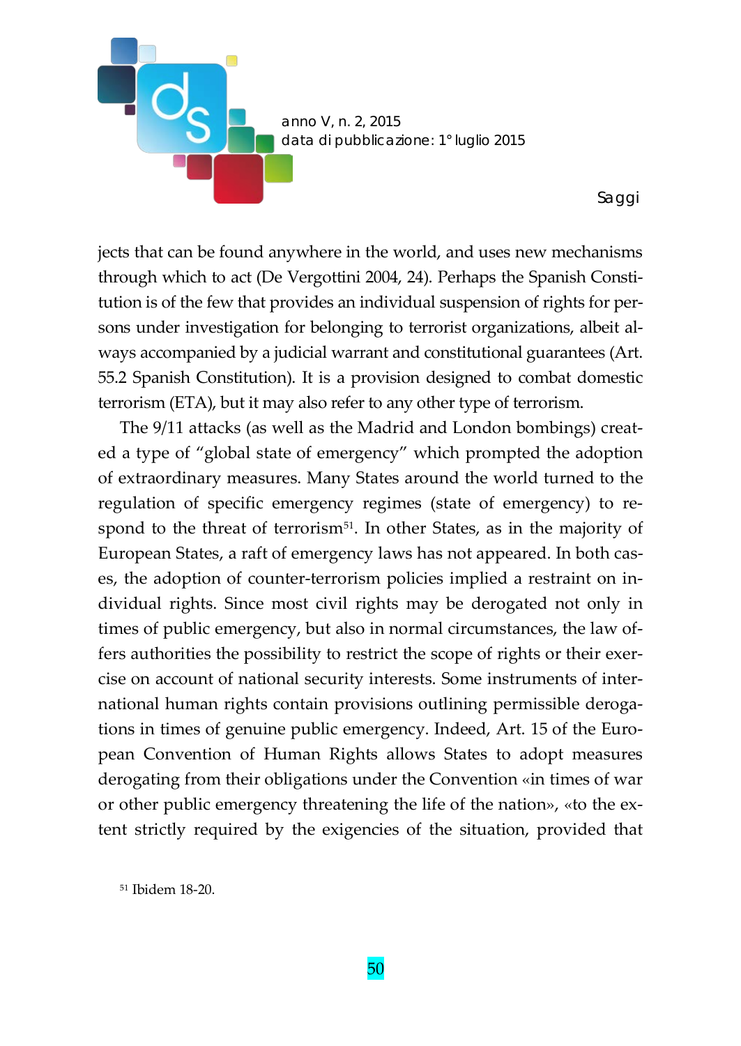jects that can be found anywhere in the world, and uses new mechanisms through which to act (De Vergottini 2004, 24). Perhaps the Spanish Constitution is of the few that provides an individual suspension of rights for persons under investigation for belonging to terrorist organizations, albeit always accompanied by a judicial warrant and constitutional guarantees (Art. 55.2 Spanish Constitution). It is a provision designed to combat domestic terrorism (ETA), but it may also refer to any other type of terrorism.

The 9/11 attacks (as well as the Madrid and London bombings) created a type of "global state of emergency" which prompted the adoption of extraordinary measures. Many States around the world turned to the regulation of specific emergency regimes (state of emergency) to respond to the threat of terrorism[51]. In other States, as in the majority of European States, a raft of emergency laws has not appeared. In both cases, the adoption of counter-terrorism policies implied a restraint on individual rights. Since most civil rights may be derogated not only in times of public emergency, but also in normal circumstances, the law offers authorities the possibility to restrict the scope of rights or their exercise on account of national security interests. Some instruments of international human rights contain provisions outlining permissible derogations in times of genuine public emergency. Indeed, Art. 15 of the European Convention of Human Rights allows States to adopt measures derogating from their obligations under the Convention «in times of war or other public emergency threatening the life of the nation», «to the extent strictly required by the exigencies of the situation, provided that

[51] Ibidem 18-20.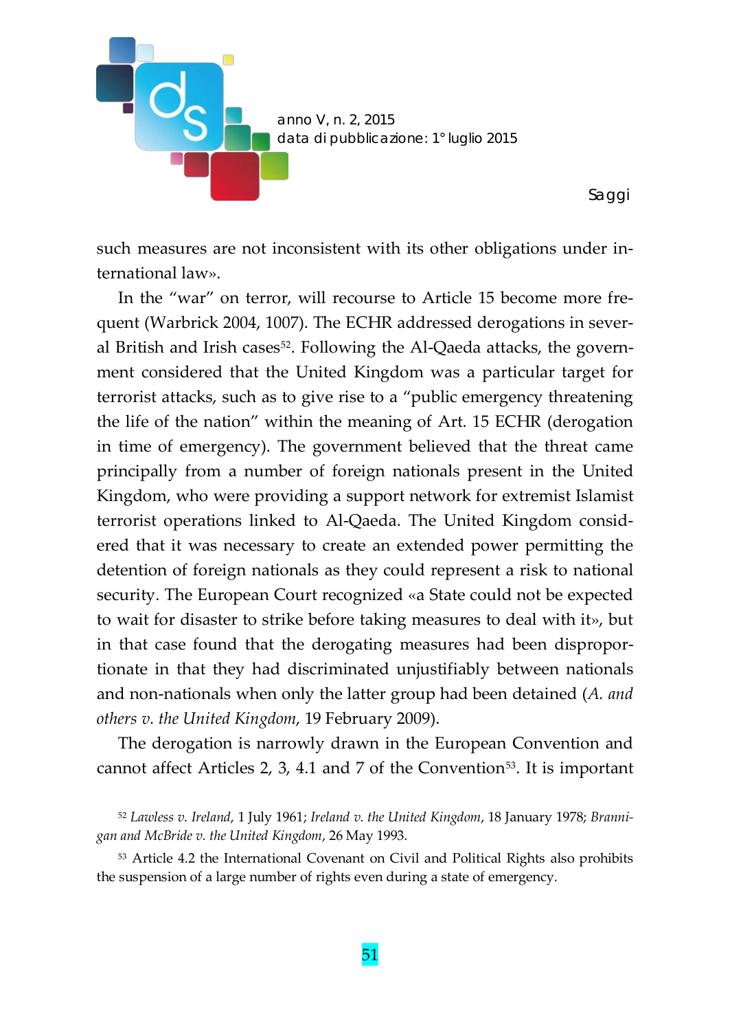such measures are not inconsistent with its other obligations under international law».

In the "war" on terror, will recourse to Article 15 become more frequent (Warbrick 2004, 1007). The ECHR addressed derogations in several British and Irish cases[52]. Following the Al-Qaeda attacks, the government considered that the United Kingdom was a particular target for terrorist attacks, such as to give rise to a "public emergency threatening the life of the nation" within the meaning of Art. 15 ECHR (derogation in time of emergency). The government believed that the threat came principally from a number of foreign nationals present in the United Kingdom, who were providing a support network for extremist Islamist terrorist operations linked to Al-Qaeda. The United Kingdom considered that it was necessary to create an extended power permitting the detention of foreign nationals as they could represent a risk to national security. The European Court recognized «a State could not be expected to wait for disaster to strike before taking measures to deal with it», but in that case found that the derogating measures had been disproportionate in that they had discriminated unjustifiably between nationals and non-nationals when only the latter group had been detained (*A. and others v. the United Kingdom*, 19 February 2009).

The derogation is narrowly drawn in the European Convention and cannot affect Articles 2, 3, 4.1 and 7 of the Convention[53]. It is important

[52] *Lawless v. Ireland*, 1 July 1961; *Ireland v. the United Kingdom*, 18 January 1978; *Brannigan and McBride v. the United Kingdom*, 26 May 1993.

[53] Article 4.2 the International Covenant on Civil and Political Rights also prohibits the suspension of a large number of rights even during a state of emergency.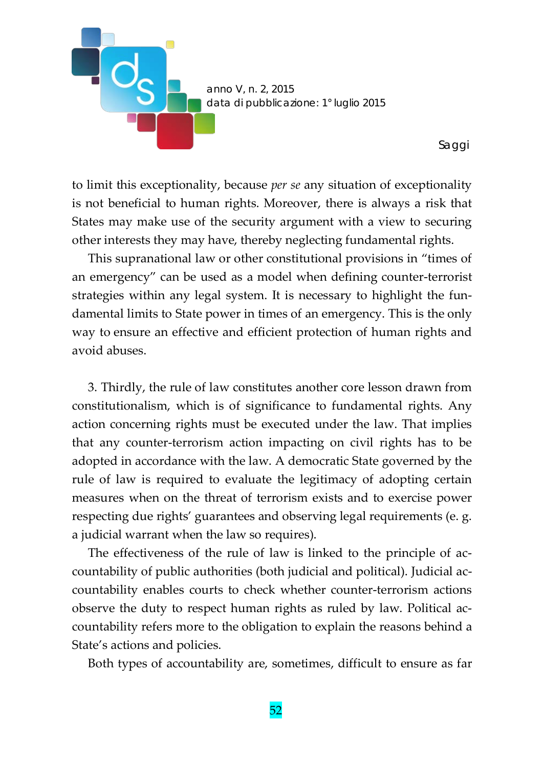to limit this exceptionality, because *per se* any situation of exceptionality is not beneficial to human rights. Moreover, there is always a risk that States may make use of the security argument with a view to securing other interests they may have, thereby neglecting fundamental rights.

This supranational law or other constitutional provisions in “times of an emergency” can be used as a model when defining counter-terrorist strategies within any legal system. It is necessary to highlight the fundamental limits to State power in times of an emergency. This is the only way to ensure an effective and efficient protection of human rights and avoid abuses.

3. Thirdly, the rule of law constitutes another core lesson drawn from constitutionalism, which is of significance to fundamental rights. Any action concerning rights must be executed under the law. That implies that any counter-terrorism action impacting on civil rights has to be adopted in accordance with the law. A democratic State governed by the rule of law is required to evaluate the legitimacy of adopting certain measures when on the threat of terrorism exists and to exercise power respecting due rights’ guarantees and observing legal requirements (e. g. a judicial warrant when the law so requires).

The effectiveness of the rule of law is linked to the principle of accountability of public authorities (both judicial and political). Judicial accountability enables courts to check whether counter-terrorism actions observe the duty to respect human rights as ruled by law. Political accountability refers more to the obligation to explain the reasons behind a State’s actions and policies.

Both types of accountability are, sometimes, difficult to ensure as far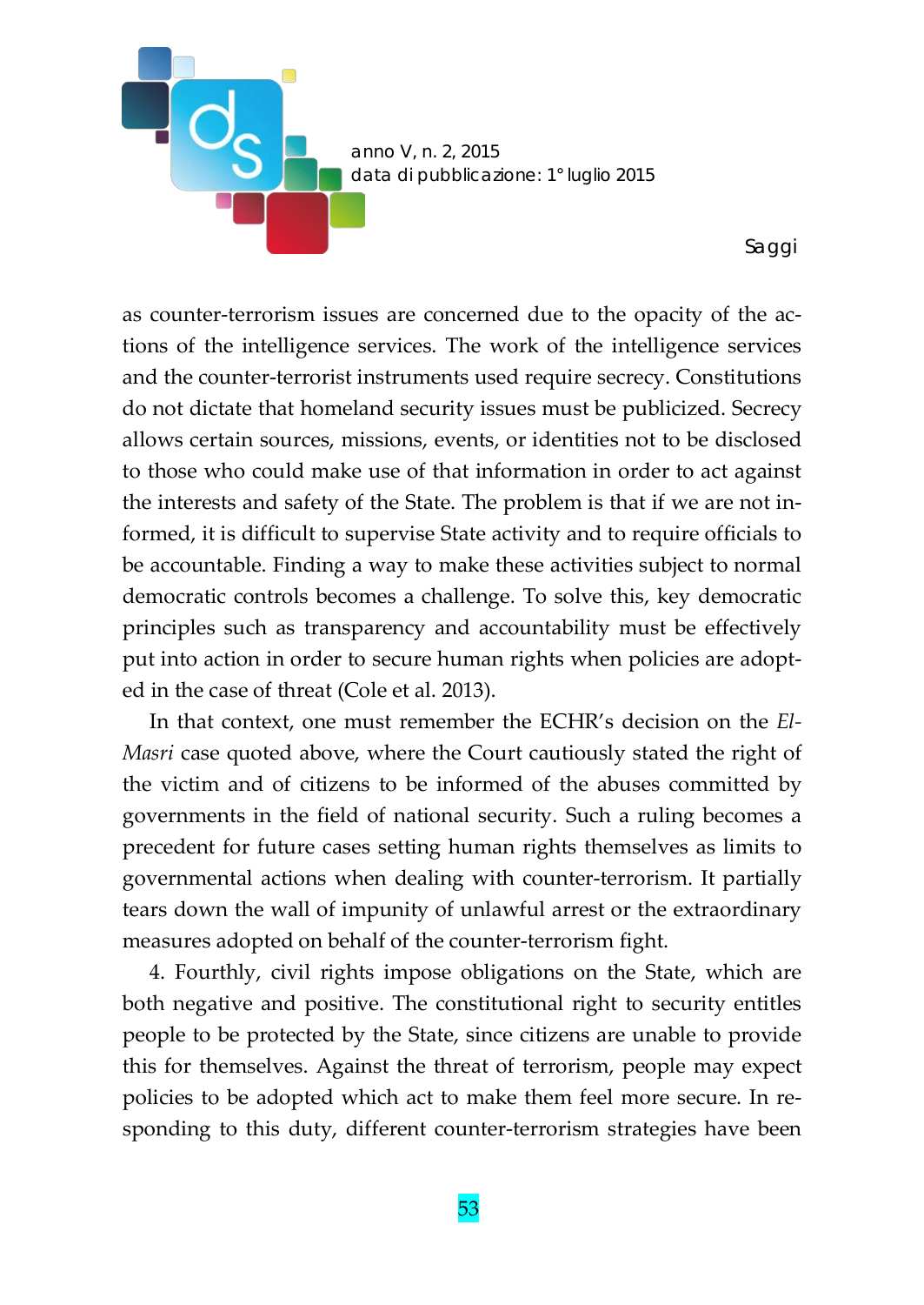as counter-terrorism issues are concerned due to the opacity of the actions of the intelligence services. The work of the intelligence services and the counter-terrorist instruments used require secrecy. Constitutions do not dictate that homeland security issues must be publicized. Secrecy allows certain sources, missions, events, or identities not to be disclosed to those who could make use of that information in order to act against the interests and safety of the State. The problem is that if we are not informed, it is difficult to supervise State activity and to require officials to be accountable. Finding a way to make these activities subject to normal democratic controls becomes a challenge. To solve this, key democratic principles such as transparency and accountability must be effectively put into action in order to secure human rights when policies are adopted in the case of threat (Cole et al. 2013).

In that context, one must remember the ECHR's decision on the *El-Masri* case quoted above, where the Court cautiously stated the right of the victim and of citizens to be informed of the abuses committed by governments in the field of national security. Such a ruling becomes a precedent for future cases setting human rights themselves as limits to governmental actions when dealing with counter-terrorism. It partially tears down the wall of impunity of unlawful arrest or the extraordinary measures adopted on behalf of the counter-terrorism fight.

4. Fourthly, civil rights impose obligations on the State, which are both negative and positive. The constitutional right to security entitles people to be protected by the State, since citizens are unable to provide this for themselves. Against the threat of terrorism, people may expect policies to be adopted which act to make them feel more secure. In responding to this duty, different counter-terrorism strategies have been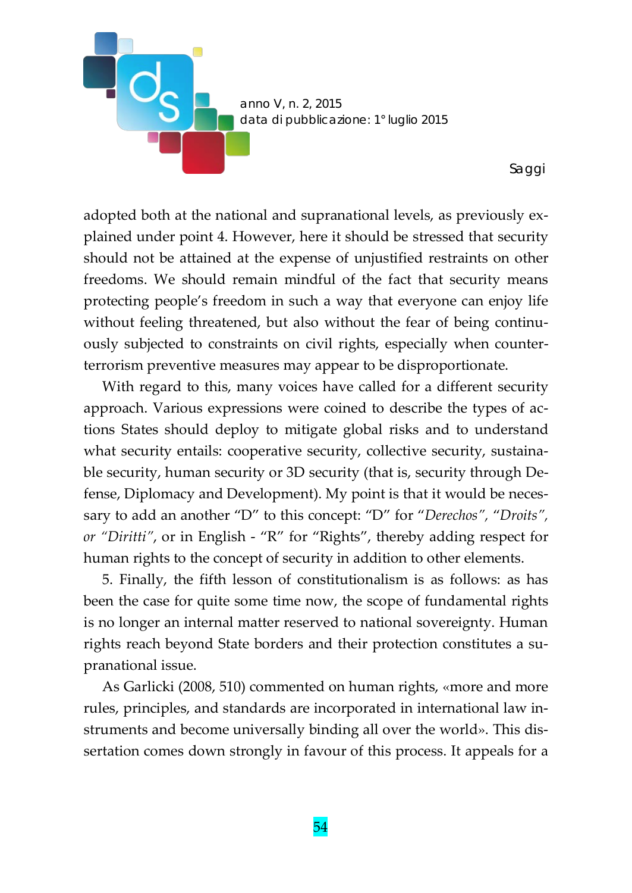adopted both at the national and supranational levels, as previously explained under point 4. However, here it should be stressed that security should not be attained at the expense of unjustified restraints on other freedoms. We should remain mindful of the fact that security means protecting people's freedom in such a way that everyone can enjoy life without feeling threatened, but also without the fear of being continuously subjected to constraints on civil rights, especially when counterterrorism preventive measures may appear to be disproportionate.

With regard to this, many voices have called for a different security approach. Various expressions were coined to describe the types of actions States should deploy to mitigate global risks and to understand what security entails: cooperative security, collective security, sustainable security, human security or 3D security (that is, security through Defense, Diplomacy and Development). My point is that it would be necessary to add an another "D" to this concept: "D" for "*Derechos", "Droits", or "Diritti"*, or in English - "R" for "Rights", thereby adding respect for human rights to the concept of security in addition to other elements.

5. Finally, the fifth lesson of constitutionalism is as follows: as has been the case for quite some time now, the scope of fundamental rights is no longer an internal matter reserved to national sovereignty. Human rights reach beyond State borders and their protection constitutes a supranational issue.

As Garlicki (2008, 510) commented on human rights, «more and more rules, principles, and standards are incorporated in international law instruments and become universally binding all over the world». This dissertation comes down strongly in favour of this process. It appeals for a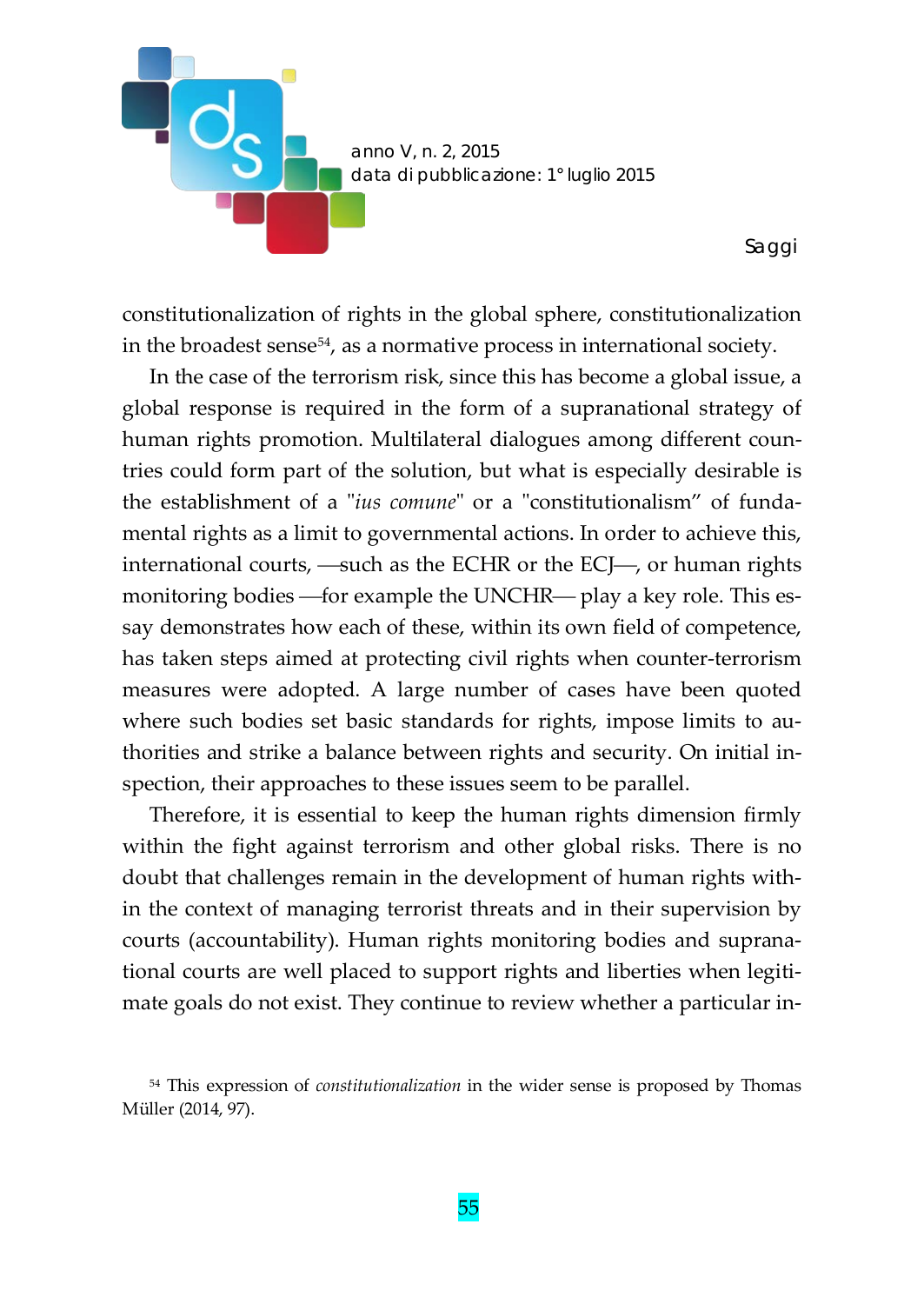constitutionalization of rights in the global sphere, constitutionalization in the broadest sense[54], as a normative process in international society.

In the case of the terrorism risk, since this has become a global issue, a global response is required in the form of a supranational strategy of human rights promotion. Multilateral dialogues among different countries could form part of the solution, but what is especially desirable is the establishment of a "*ius comune*" or a "constitutionalism" of fundamental rights as a limit to governmental actions. In order to achieve this, international courts, —such as the ECHR or the ECJ—, or human rights monitoring bodies —for example the UNCHR— play a key role. This essay demonstrates how each of these, within its own field of competence, has taken steps aimed at protecting civil rights when counter-terrorism measures were adopted. A large number of cases have been quoted where such bodies set basic standards for rights, impose limits to authorities and strike a balance between rights and security. On initial inspection, their approaches to these issues seem to be parallel.

Therefore, it is essential to keep the human rights dimension firmly within the fight against terrorism and other global risks. There is no doubt that challenges remain in the development of human rights within the context of managing terrorist threats and in their supervision by courts (accountability). Human rights monitoring bodies and supranational courts are well placed to support rights and liberties when legitimate goals do not exist. They continue to review whether a particular in-

[54] This expression of *constitutionalization* in the wider sense is proposed by Thomas Müller (2014, 97).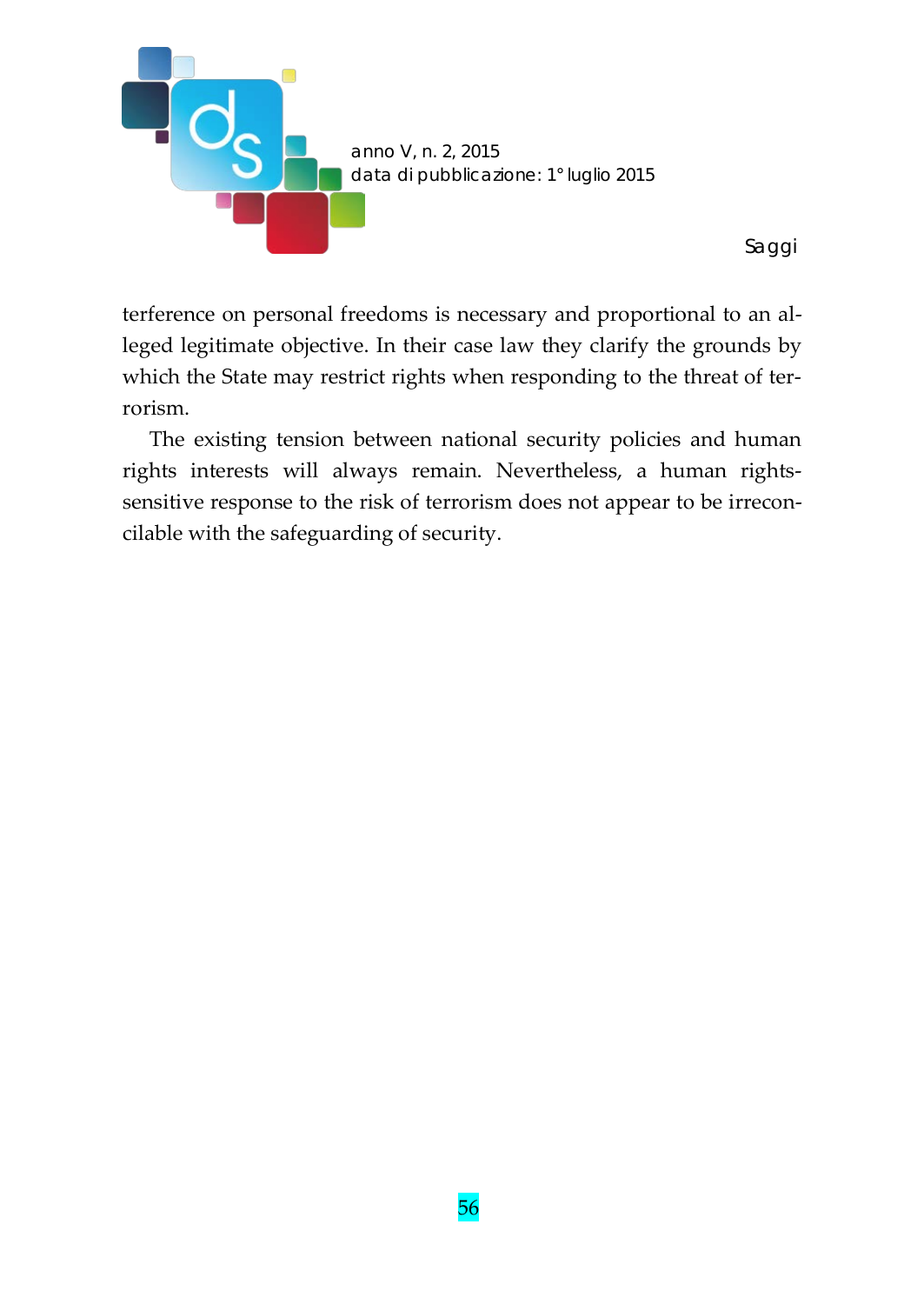terference on personal freedoms is necessary and proportional to an alleged legitimate objective. In their case law they clarify the grounds by which the State may restrict rights when responding to the threat of terrorism.

The existing tension between national security policies and human rights interests will always remain. Nevertheless, a human rights-sensitive response to the risk of terrorism does not appear to be irreconcilable with the safeguarding of security.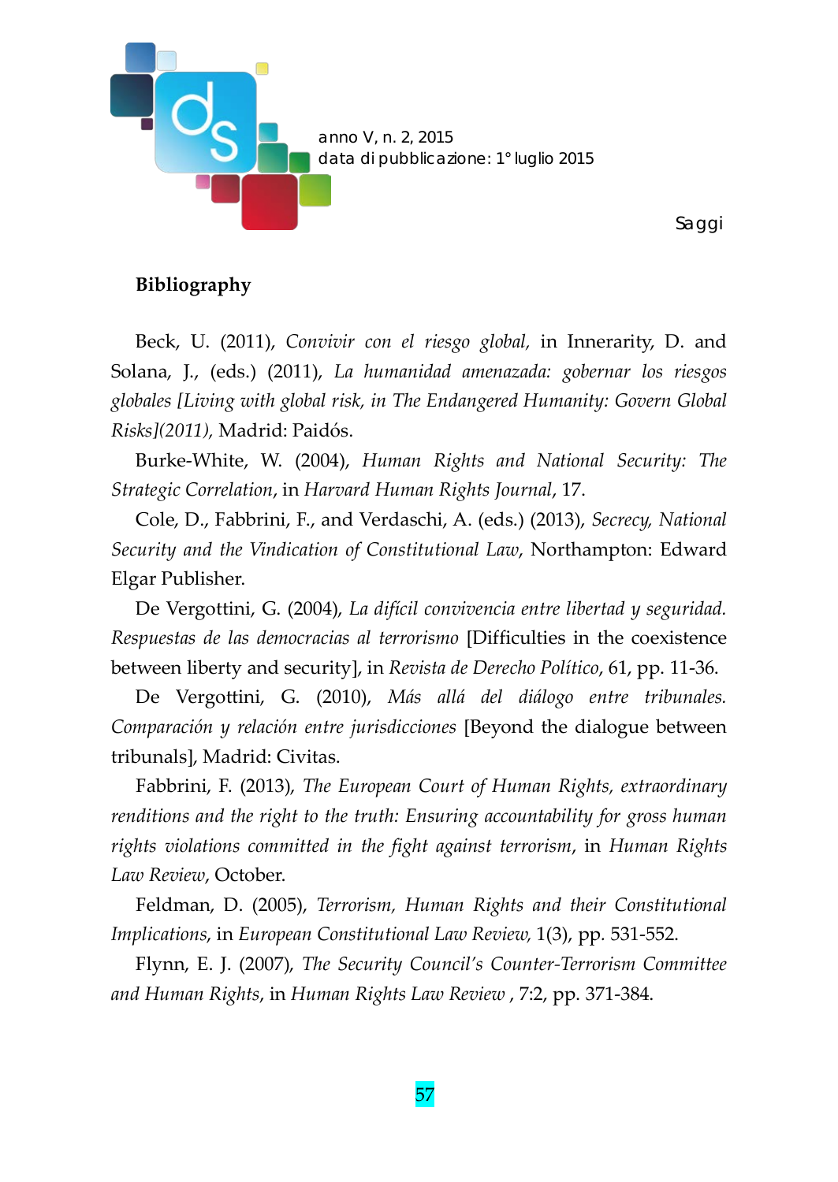## Bibliography

Beck, U. (2011), *Convivir con el riesgo global,* in Innerarity, D. and Solana, J., (eds.) (2011), *La humanidad amenazada: gobernar los riesgos globales [Living with global risk, in The Endangered Humanity: Govern Global Risks](2011),* Madrid: Paidós.

Burke-White, W. (2004), *Human Rights and National Security: The Strategic Correlation*, in *Harvard Human Rights Journal*, 17.

Cole, D., Fabbrini, F., and Verdaschi, A. (eds.) (2013), *Secrecy, National Security and the Vindication of Constitutional Law*, Northampton: Edward Elgar Publisher.

De Vergottini, G. (2004), *La difícil convivencia entre libertad y seguridad. Respuestas de las democracias al terrorismo* [Difficulties in the coexistence between liberty and security], in *Revista de Derecho Político*, 61, pp. 11-36.

De Vergottini, G. (2010), *Más allá del diálogo entre tribunales. Comparación y relación entre jurisdicciones* [Beyond the dialogue between tribunals], Madrid: Civitas.

Fabbrini, F. (2013), *The European Court of Human Rights, extraordinary renditions and the right to the truth: Ensuring accountability for gross human rights violations committed in the fight against terrorism*, in *Human Rights Law Review*, October.

Feldman, D. (2005), *Terrorism, Human Rights and their Constitutional Implications*, in *European Constitutional Law Review,* 1(3), pp. 531-552.

Flynn, E. J. (2007), *The Security Council's Counter-Terrorism Committee and Human Rights*, in *Human Rights Law Review* , 7:2, pp. 371-384.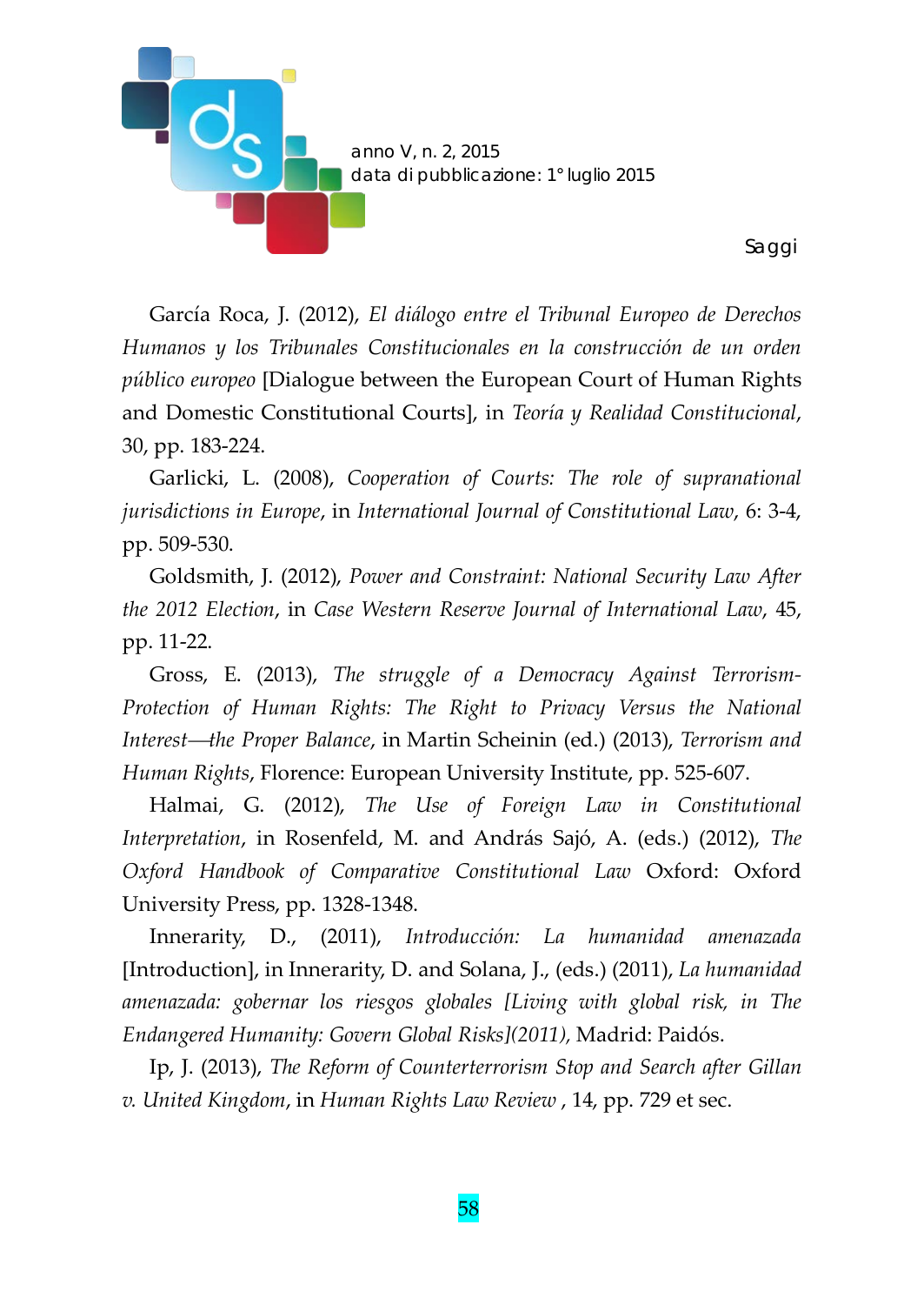García Roca, J. (2012), *El diálogo entre el Tribunal Europeo de Derechos Humanos y los Tribunales Constitucionales en la construcción de un orden público europeo* [Dialogue between the European Court of Human Rights and Domestic Constitutional Courts], in *Teoría y Realidad Constitucional*, 30, pp. 183-224.

Garlicki, L. (2008), *Cooperation of Courts: The role of supranational jurisdictions in Europe*, in *International Journal of Constitutional Law*, 6: 3-4, pp. 509-530.

Goldsmith, J. (2012), *Power and Constraint: National Security Law After the 2012 Election*, in *Case Western Reserve Journal of International Law*, 45, pp. 11-22.

Gross, E. (2013), *The struggle of a Democracy Against Terrorism-Protection of Human Rights: The Right to Privacy Versus the National Interest—the Proper Balance*, in Martin Scheinin (ed.) (2013), *Terrorism and Human Rights*, Florence: European University Institute, pp. 525-607.

Halmai, G. (2012), *The Use of Foreign Law in Constitutional Interpretation*, in Rosenfeld, M. and András Sajó, A. (eds.) (2012), *The Oxford Handbook of Comparative Constitutional Law* Oxford: Oxford University Press, pp. 1328-1348.

Innerarity, D., (2011), *Introducción: La humanidad amenazada* [Introduction], in Innerarity, D. and Solana, J., (eds.) (2011), *La humanidad amenazada: gobernar los riesgos globales [Living with global risk, in The Endangered Humanity: Govern Global Risks](2011),* Madrid: Paidós.

Ip, J. (2013), *The Reform of Counterterrorism Stop and Search after Gillan v. United Kingdom*, in *Human Rights Law Review* , 14, pp. 729 et sec.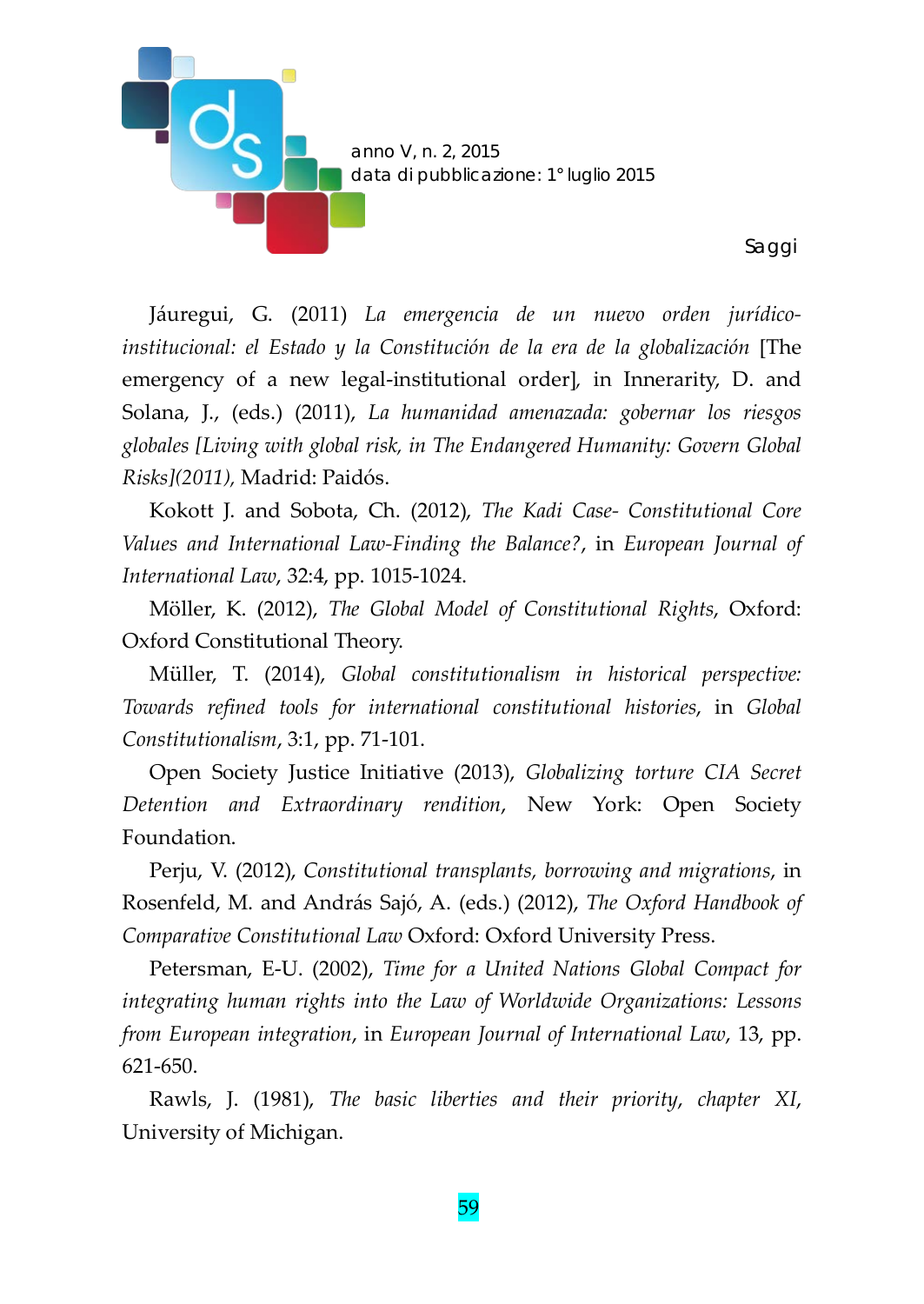Jáuregui, G. (2011) *La emergencia de un nuevo orden jurídico-institucional: el Estado y la Constitución de la era de la globalización* [The emergency of a new legal-institutional order], in Innerarity, D. and Solana, J., (eds.) (2011), *La humanidad amenazada: gobernar los riesgos globales [Living with global risk, in The Endangered Humanity: Govern Global Risks](2011),* Madrid: Paidós.

Kokott J. and Sobota, Ch. (2012), *The Kadi Case- Constitutional Core Values and International Law-Finding the Balance?*, in *European Journal of International Law*, 32:4, pp. 1015-1024.

Möller, K. (2012), *The Global Model of Constitutional Rights*, Oxford: Oxford Constitutional Theory.

Müller, T. (2014), *Global constitutionalism in historical perspective: Towards refined tools for international constitutional histories*, in *Global Constitutionalism*, 3:1, pp. 71-101.

Open Society Justice Initiative (2013), *Globalizing torture CIA Secret Detention and Extraordinary rendition*, New York: Open Society Foundation.

Perju, V. (2012), *Constitutional transplants, borrowing and migrations*, in Rosenfeld, M. and András Sajó, A. (eds.) (2012), *The Oxford Handbook of Comparative Constitutional Law* Oxford: Oxford University Press.

Petersman, E-U. (2002), *Time for a United Nations Global Compact for integrating human rights into the Law of Worldwide Organizations: Lessons from European integration*, in *European Journal of International Law*, 13, pp. 621-650.

Rawls, J. (1981), *The basic liberties and their priority, chapter XI*, University of Michigan.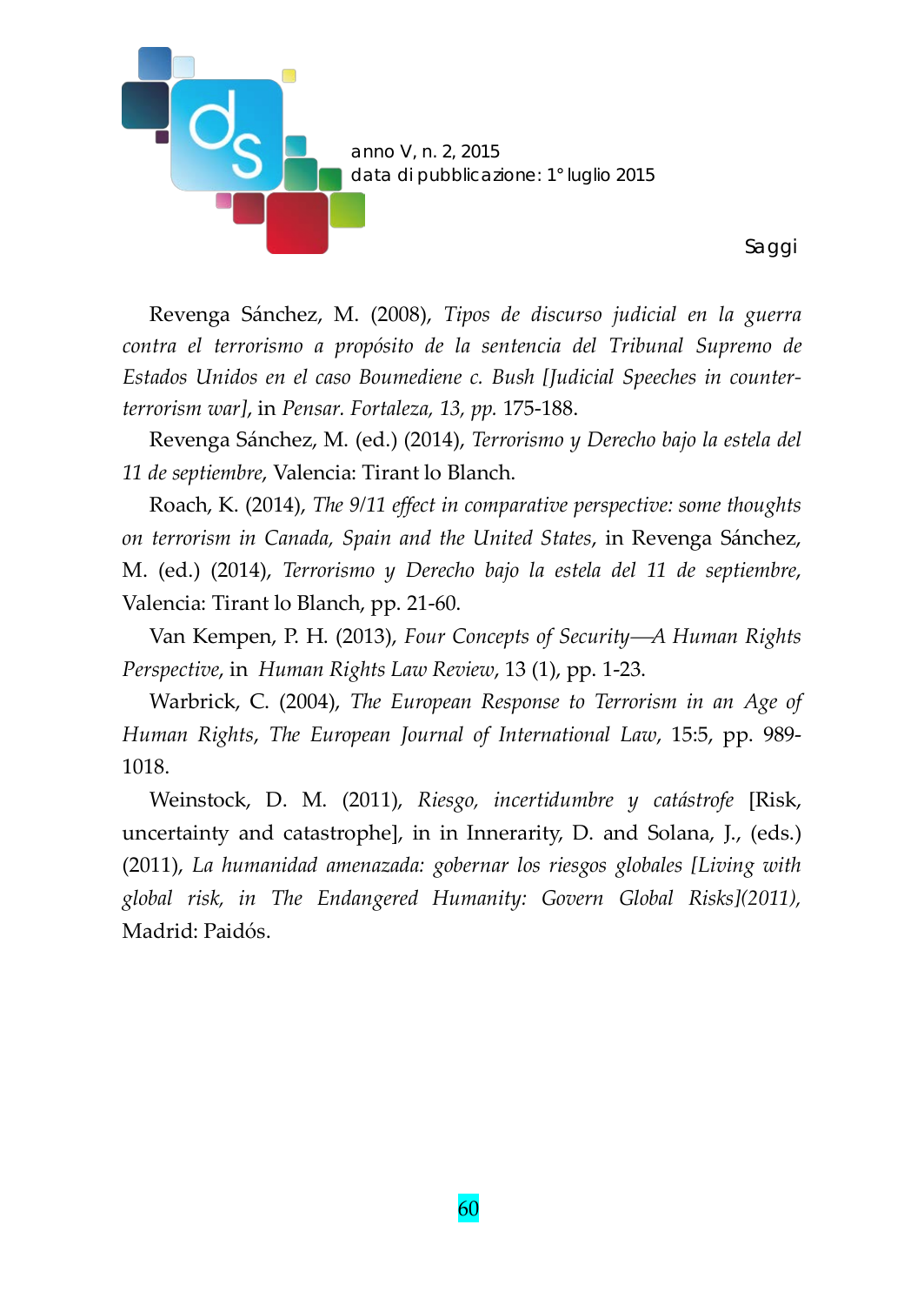Revenga Sánchez, M. (2008), *Tipos de discurso judicial en la guerra contra el terrorismo a propósito de la sentencia del Tribunal Supremo de Estados Unidos en el caso Boumediene c. Bush [Judicial Speeches in counter-terrorism war]*, in *Pensar. Fortaleza, 13, pp.* 175-188.

Revenga Sánchez, M. (ed.) (2014), *Terrorismo y Derecho bajo la estela del 11 de septiembre*, Valencia: Tirant lo Blanch.

Roach, K. (2014), *The 9/11 effect in comparative perspective: some thoughts on terrorism in Canada, Spain and the United States*, in Revenga Sánchez, M. (ed.) (2014), *Terrorismo y Derecho bajo la estela del 11 de septiembre*, Valencia: Tirant lo Blanch, pp. 21-60.

Van Kempen, P. H. (2013), *Four Concepts of Security—A Human Rights Perspective*, in *Human Rights Law Review*, 13 (1), pp. 1-23.

Warbrick, C. (2004), *The European Response to Terrorism in an Age of Human Rights*, *The European Journal of International Law*, 15:5, pp. 989-1018.

Weinstock, D. M. (2011), *Riesgo, incertidumbre y catástrofe* [Risk, uncertainty and catastrophe], in in Innerarity, D. and Solana, J., (eds.) (2011), *La humanidad amenazada: gobernar los riesgos globales [Living with global risk, in The Endangered Humanity: Govern Global Risks](2011),* Madrid: Paidós.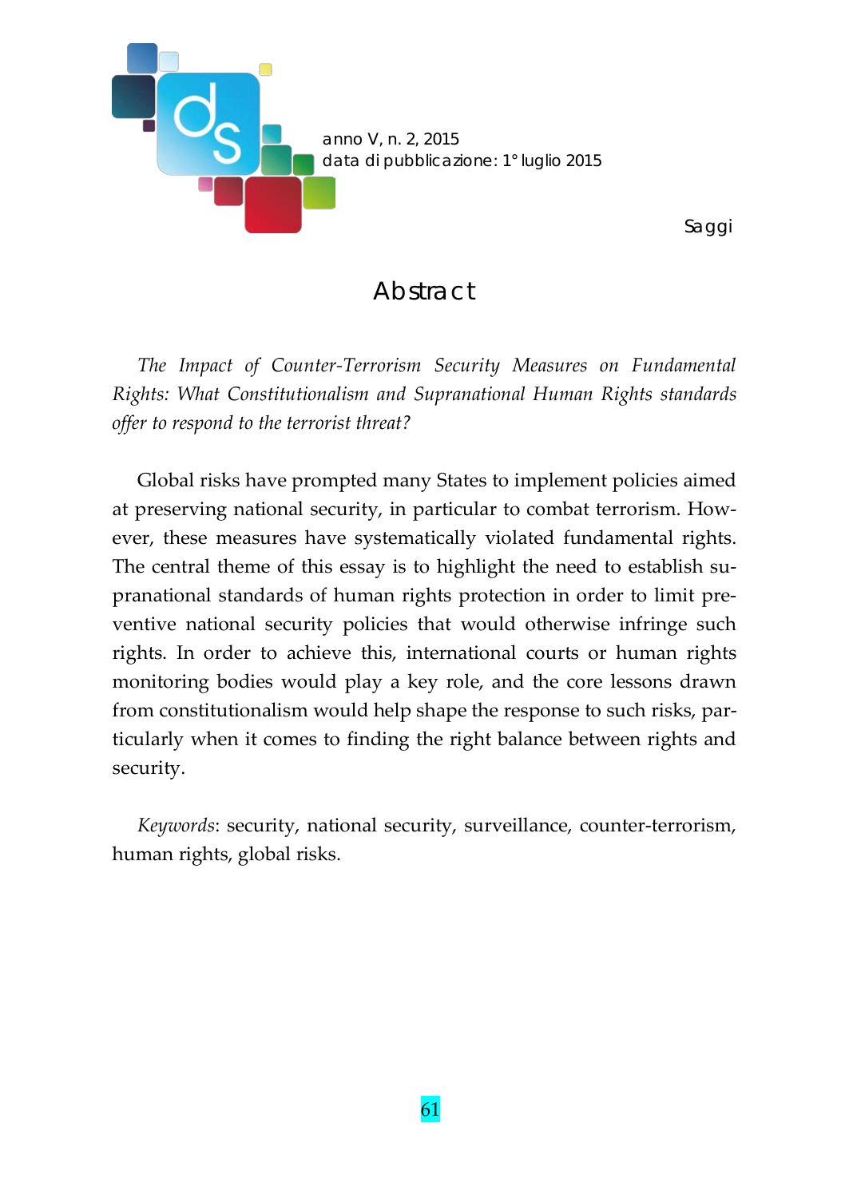Saggi

# Abstract

*The Impact of Counter-Terrorism Security Measures on Fundamental Rights: What Constitutionalism and Supranational Human Rights standards offer to respond to the terrorist threat?*

Global risks have prompted many States to implement policies aimed at preserving national security, in particular to combat terrorism. However, these measures have systematically violated fundamental rights. The central theme of this essay is to highlight the need to establish supranational standards of human rights protection in order to limit preventive national security policies that would otherwise infringe such rights. In order to achieve this, international courts or human rights monitoring bodies would play a key role, and the core lessons drawn from constitutionalism would help shape the response to such risks, particularly when it comes to finding the right balance between rights and security.

*Keywords*: security, national security, surveillance, counter-terrorism, human rights, global risks.